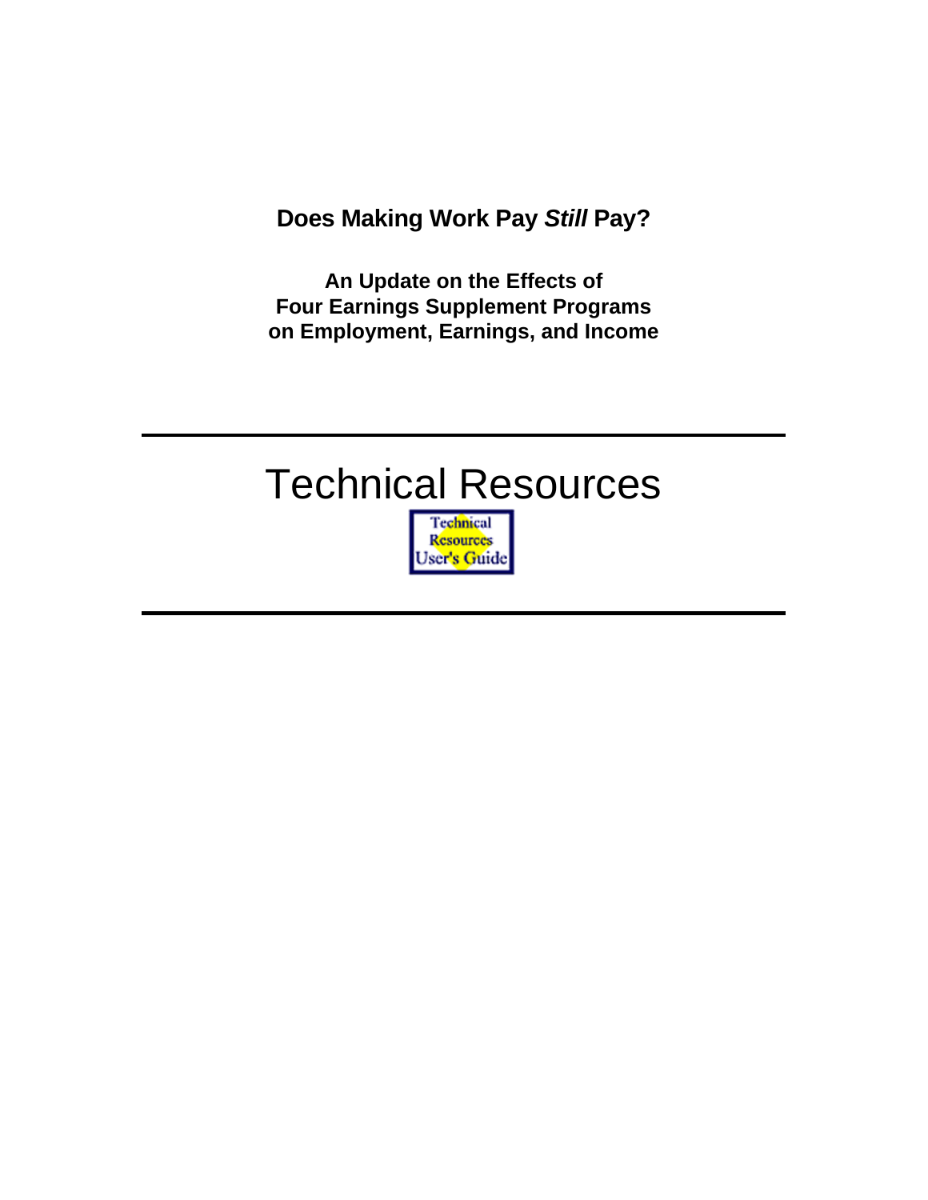# Does Making Work Pay *Still* Pay?

**An Update on the Effects of Four Earnings Supplement Programs on Employment, Earnings, and Income**

---

# Technical Resources

Technical Resources User's Guide

---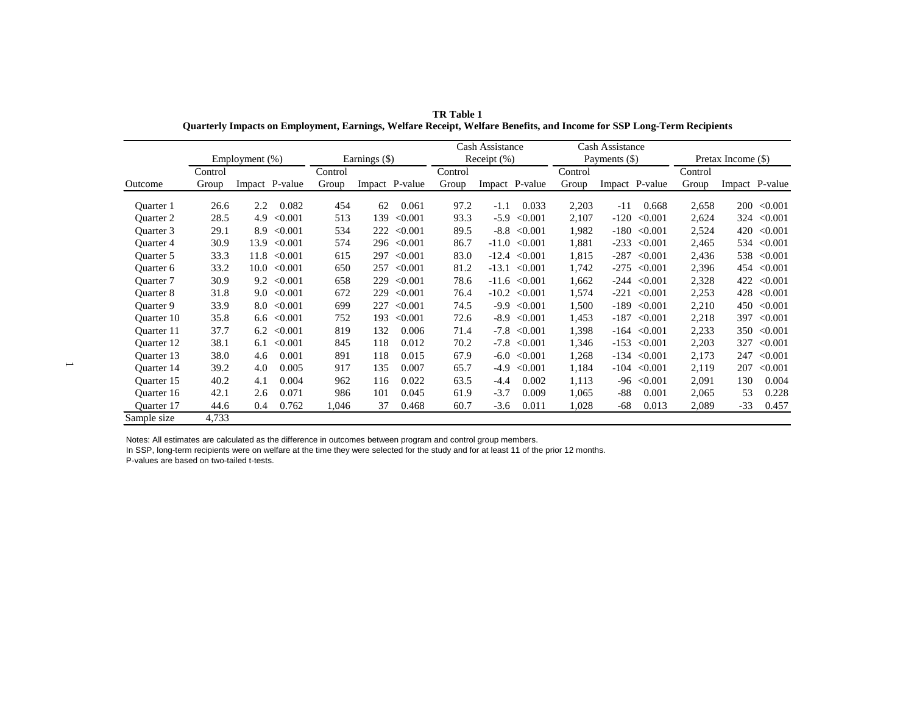**TR Table 1**
**Quarterly Impacts on Employment, Earnings, Welfare Receipt, Welfare Benefits, and Income for SSP Long-Term Recipients**

| | Employment (%) | | | Earnings ($) | | | Cash Assistance Receipt (%) | | | Cash Assistance Payments ($) | | | Pretax Income ($) | | |
|---|---|---|---|---|---|---|---|---|---|---|---|---|---|---|---|
| Outcome | Control Group | Impact | P-value | Control Group | Impact | P-value | Control Group | Impact | P-value | Control Group | Impact | P-value | Control Group | Impact | P-value |
| Quarter 1 | 26.6 | 2.2 | 0.082 | 454 | 62 | 0.061 | 97.2 | -1.1 | 0.033 | 2,203 | -11 | 0.668 | 2,658 | 200 | <0.001 |
| Quarter 2 | 28.5 | 4.9 | <0.001 | 513 | 139 | <0.001 | 93.3 | -5.9 | <0.001 | 2,107 | -120 | <0.001 | 2,624 | 324 | <0.001 |
| Quarter 3 | 29.1 | 8.9 | <0.001 | 534 | 222 | <0.001 | 89.5 | -8.8 | <0.001 | 1,982 | -180 | <0.001 | 2,524 | 420 | <0.001 |
| Quarter 4 | 30.9 | 13.9 | <0.001 | 574 | 296 | <0.001 | 86.7 | -11.0 | <0.001 | 1,881 | -233 | <0.001 | 2,465 | 534 | <0.001 |
| Quarter 5 | 33.3 | 11.8 | <0.001 | 615 | 297 | <0.001 | 83.0 | -12.4 | <0.001 | 1,815 | -287 | <0.001 | 2,436 | 538 | <0.001 |
| Quarter 6 | 33.2 | 10.0 | <0.001 | 650 | 257 | <0.001 | 81.2 | -13.1 | <0.001 | 1,742 | -275 | <0.001 | 2,396 | 454 | <0.001 |
| Quarter 7 | 30.9 | 9.2 | <0.001 | 658 | 229 | <0.001 | 78.6 | -11.6 | <0.001 | 1,662 | -244 | <0.001 | 2,328 | 422 | <0.001 |
| Quarter 8 | 31.8 | 9.0 | <0.001 | 672 | 229 | <0.001 | 76.4 | -10.2 | <0.001 | 1,574 | -221 | <0.001 | 2,253 | 428 | <0.001 |
| Quarter 9 | 33.9 | 8.0 | <0.001 | 699 | 227 | <0.001 | 74.5 | -9.9 | <0.001 | 1,500 | -189 | <0.001 | 2,210 | 450 | <0.001 |
| Quarter 10 | 35.8 | 6.6 | <0.001 | 752 | 193 | <0.001 | 72.6 | -8.9 | <0.001 | 1,453 | -187 | <0.001 | 2,218 | 397 | <0.001 |
| Quarter 11 | 37.7 | 6.2 | <0.001 | 819 | 132 | 0.006 | 71.4 | -7.8 | <0.001 | 1,398 | -164 | <0.001 | 2,233 | 350 | <0.001 |
| Quarter 12 | 38.1 | 6.1 | <0.001 | 845 | 118 | 0.012 | 70.2 | -7.8 | <0.001 | 1,346 | -153 | <0.001 | 2,203 | 327 | <0.001 |
| Quarter 13 | 38.0 | 4.6 | 0.001 | 891 | 118 | 0.015 | 67.9 | -6.0 | <0.001 | 1,268 | -134 | <0.001 | 2,173 | 247 | <0.001 |
| Quarter 14 | 39.2 | 4.0 | 0.005 | 917 | 135 | 0.007 | 65.7 | -4.9 | <0.001 | 1,184 | -104 | <0.001 | 2,119 | 207 | <0.001 |
| Quarter 15 | 40.2 | 4.1 | 0.004 | 962 | 116 | 0.022 | 63.5 | -4.4 | 0.002 | 1,113 | -96 | <0.001 | 2,091 | 130 | 0.004 |
| Quarter 16 | 42.1 | 2.6 | 0.071 | 986 | 101 | 0.045 | 61.9 | -3.7 | 0.009 | 1,065 | -88 | 0.001 | 2,065 | 53 | 0.228 |
| Quarter 17 | 44.6 | 0.4 | 0.762 | 1,046 | 37 | 0.468 | 60.7 | -3.6 | 0.011 | 1,028 | -68 | 0.013 | 2,089 | -33 | 0.457 |
| Sample size | 4,733 | | | | | | | | | | | | | | |

Notes: All estimates are calculated as the difference in outcomes between program and control group members.
In SSP, long-term recipients were on welfare at the time they were selected for the study and for at least 11 of the prior 12 months.
P-values are based on two-tailed t-tests.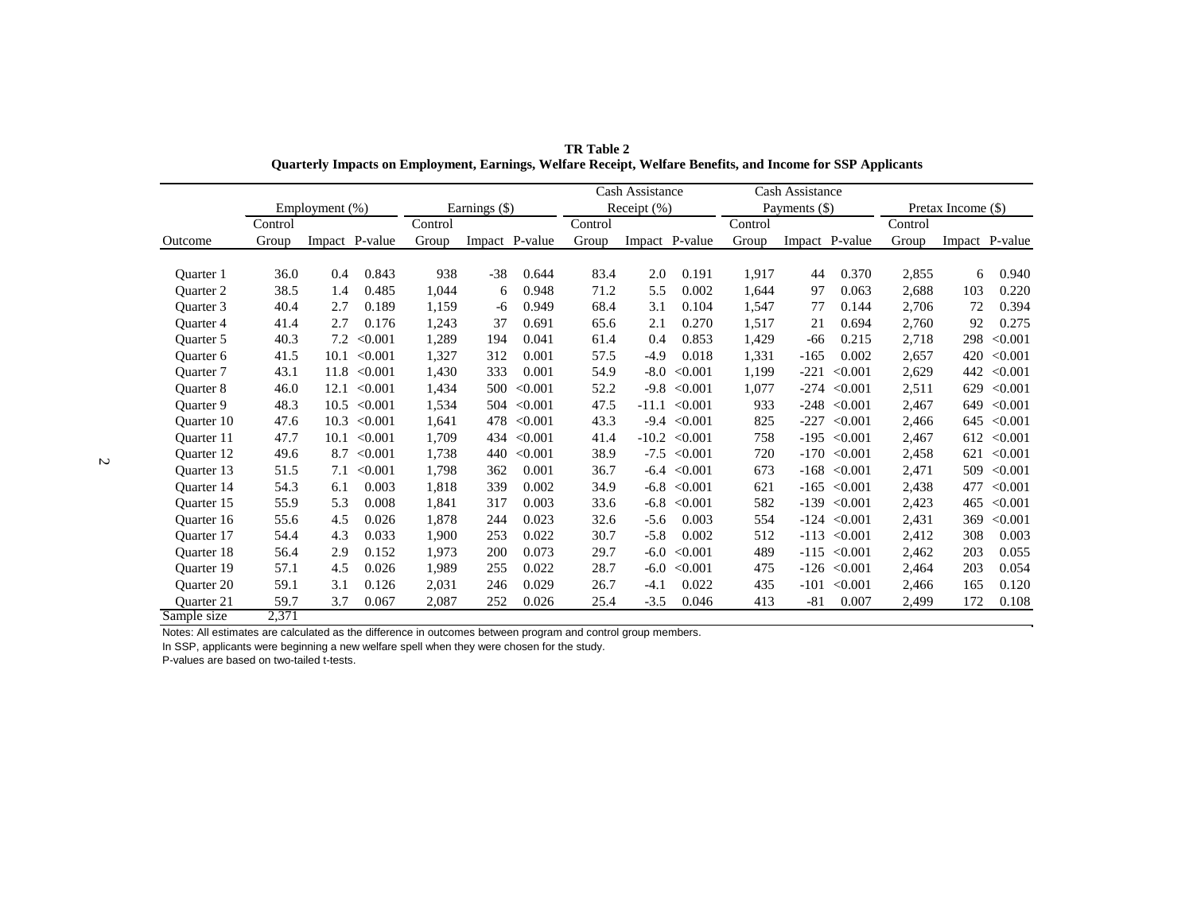**TR Table 2**
**Quarterly Impacts on Employment, Earnings, Welfare Receipt, Welfare Benefits, and Income for SSP Applicants**

| | Employment (%) | | | Earnings ($) | | | Cash Assistance Receipt (%) | | | Cash Assistance Payments ($) | | | Pretax Income ($) | | |
|---|---|---|---|---|---|---|---|---|---|---|---|---|---|---|---|
| Outcome | Control Group | Impact | P-value | Control Group | Impact | P-value | Control Group | Impact | P-value | Control Group | Impact | P-value | Control Group | Impact | P-value |
| Quarter 1 | 36.0 | 0.4 | 0.843 | 938 | -38 | 0.644 | 83.4 | 2.0 | 0.191 | 1,917 | 44 | 0.370 | 2,855 | 6 | 0.940 |
| Quarter 2 | 38.5 | 1.4 | 0.485 | 1,044 | 6 | 0.948 | 71.2 | 5.5 | 0.002 | 1,644 | 97 | 0.063 | 2,688 | 103 | 0.220 |
| Quarter 3 | 40.4 | 2.7 | 0.189 | 1,159 | -6 | 0.949 | 68.4 | 3.1 | 0.104 | 1,547 | 77 | 0.144 | 2,706 | 72 | 0.394 |
| Quarter 4 | 41.4 | 2.7 | 0.176 | 1,243 | 37 | 0.691 | 65.6 | 2.1 | 0.270 | 1,517 | 21 | 0.694 | 2,760 | 92 | 0.275 |
| Quarter 5 | 40.3 | 7.2 | <0.001 | 1,289 | 194 | 0.041 | 61.4 | 0.4 | 0.853 | 1,429 | -66 | 0.215 | 2,718 | 298 | <0.001 |
| Quarter 6 | 41.5 | 10.1 | <0.001 | 1,327 | 312 | 0.001 | 57.5 | -4.9 | 0.018 | 1,331 | -165 | 0.002 | 2,657 | 420 | <0.001 |
| Quarter 7 | 43.1 | 11.8 | <0.001 | 1,430 | 333 | 0.001 | 54.9 | -8.0 | <0.001 | 1,199 | -221 | <0.001 | 2,629 | 442 | <0.001 |
| Quarter 8 | 46.0 | 12.1 | <0.001 | 1,434 | 500 | <0.001 | 52.2 | -9.8 | <0.001 | 1,077 | -274 | <0.001 | 2,511 | 629 | <0.001 |
| Quarter 9 | 48.3 | 10.5 | <0.001 | 1,534 | 504 | <0.001 | 47.5 | -11.1 | <0.001 | 933 | -248 | <0.001 | 2,467 | 649 | <0.001 |
| Quarter 10 | 47.6 | 10.3 | <0.001 | 1,641 | 478 | <0.001 | 43.3 | -9.4 | <0.001 | 825 | -227 | <0.001 | 2,466 | 645 | <0.001 |
| Quarter 11 | 47.7 | 10.1 | <0.001 | 1,709 | 434 | <0.001 | 41.4 | -10.2 | <0.001 | 758 | -195 | <0.001 | 2,467 | 612 | <0.001 |
| Quarter 12 | 49.6 | 8.7 | <0.001 | 1,738 | 440 | <0.001 | 38.9 | -7.5 | <0.001 | 720 | -170 | <0.001 | 2,458 | 621 | <0.001 |
| Quarter 13 | 51.5 | 7.1 | <0.001 | 1,798 | 362 | 0.001 | 36.7 | -6.4 | <0.001 | 673 | -168 | <0.001 | 2,471 | 509 | <0.001 |
| Quarter 14 | 54.3 | 6.1 | 0.003 | 1,818 | 339 | 0.002 | 34.9 | -6.8 | <0.001 | 621 | -165 | <0.001 | 2,438 | 477 | <0.001 |
| Quarter 15 | 55.9 | 5.3 | 0.008 | 1,841 | 317 | 0.003 | 33.6 | -6.8 | <0.001 | 582 | -139 | <0.001 | 2,423 | 465 | <0.001 |
| Quarter 16 | 55.6 | 4.5 | 0.026 | 1,878 | 244 | 0.023 | 32.6 | -5.6 | 0.003 | 554 | -124 | <0.001 | 2,431 | 369 | <0.001 |
| Quarter 17 | 54.4 | 4.3 | 0.033 | 1,900 | 253 | 0.022 | 30.7 | -5.8 | 0.002 | 512 | -113 | <0.001 | 2,412 | 308 | 0.003 |
| Quarter 18 | 56.4 | 2.9 | 0.152 | 1,973 | 200 | 0.073 | 29.7 | -6.0 | <0.001 | 489 | -115 | <0.001 | 2,462 | 203 | 0.055 |
| Quarter 19 | 57.1 | 4.5 | 0.026 | 1,989 | 255 | 0.022 | 28.7 | -6.0 | <0.001 | 475 | -126 | <0.001 | 2,464 | 203 | 0.054 |
| Quarter 20 | 59.1 | 3.1 | 0.126 | 2,031 | 246 | 0.029 | 26.7 | -4.1 | 0.022 | 435 | -101 | <0.001 | 2,466 | 165 | 0.120 |
| Quarter 21 | 59.7 | 3.7 | 0.067 | 2,087 | 252 | 0.026 | 25.4 | -3.5 | 0.046 | 413 | -81 | 0.007 | 2,499 | 172 | 0.108 |
| Sample size | 2,371 | | | | | | | | | | | | | | |

Notes: All estimates are calculated as the difference in outcomes between program and control group members.
In SSP, applicants were beginning a new welfare spell when they were chosen for the study.
P-values are based on two-tailed t-tests.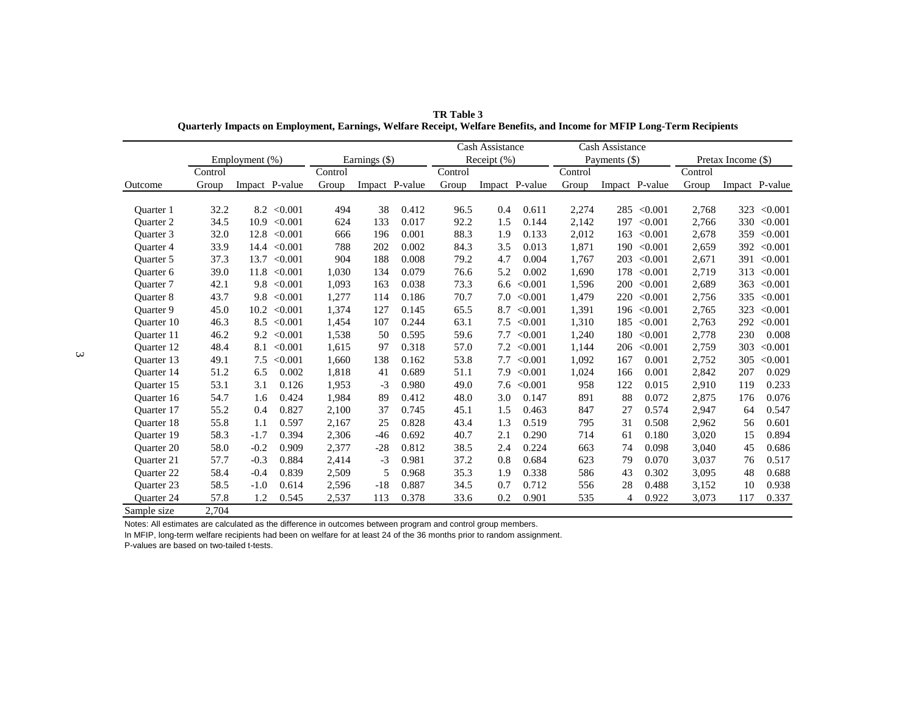**TR Table 3**
**Quarterly Impacts on Employment, Earnings, Welfare Receipt, Welfare Benefits, and Income for MFIP Long-Term Recipients**

| | Employment (%) | | | Earnings ($) | | | Cash Assistance Receipt (%) | | | Cash Assistance Payments ($) | | | Pretax Income ($) | | |
|---|---|---|---|---|---|---|---|---|---|---|---|---|---|---|---|
| Outcome | Control Group | Impact | P-value | Control Group | Impact | P-value | Control Group | Impact | P-value | Control Group | Impact | P-value | Control Group | Impact | P-value |
| Quarter 1 | 32.2 | 8.2 | <0.001 | 494 | 38 | 0.412 | 96.5 | 0.4 | 0.611 | 2,274 | 285 | <0.001 | 2,768 | 323 | <0.001 |
| Quarter 2 | 34.5 | 10.9 | <0.001 | 624 | 133 | 0.017 | 92.2 | 1.5 | 0.144 | 2,142 | 197 | <0.001 | 2,766 | 330 | <0.001 |
| Quarter 3 | 32.0 | 12.8 | <0.001 | 666 | 196 | 0.001 | 88.3 | 1.9 | 0.133 | 2,012 | 163 | <0.001 | 2,678 | 359 | <0.001 |
| Quarter 4 | 33.9 | 14.4 | <0.001 | 788 | 202 | 0.002 | 84.3 | 3.5 | 0.013 | 1,871 | 190 | <0.001 | 2,659 | 392 | <0.001 |
| Quarter 5 | 37.3 | 13.7 | <0.001 | 904 | 188 | 0.008 | 79.2 | 4.7 | 0.004 | 1,767 | 203 | <0.001 | 2,671 | 391 | <0.001 |
| Quarter 6 | 39.0 | 11.8 | <0.001 | 1,030 | 134 | 0.079 | 76.6 | 5.2 | 0.002 | 1,690 | 178 | <0.001 | 2,719 | 313 | <0.001 |
| Quarter 7 | 42.1 | 9.8 | <0.001 | 1,093 | 163 | 0.038 | 73.3 | 6.6 | <0.001 | 1,596 | 200 | <0.001 | 2,689 | 363 | <0.001 |
| Quarter 8 | 43.7 | 9.8 | <0.001 | 1,277 | 114 | 0.186 | 70.7 | 7.0 | <0.001 | 1,479 | 220 | <0.001 | 2,756 | 335 | <0.001 |
| Quarter 9 | 45.0 | 10.2 | <0.001 | 1,374 | 127 | 0.145 | 65.5 | 8.7 | <0.001 | 1,391 | 196 | <0.001 | 2,765 | 323 | <0.001 |
| Quarter 10 | 46.3 | 8.5 | <0.001 | 1,454 | 107 | 0.244 | 63.1 | 7.5 | <0.001 | 1,310 | 185 | <0.001 | 2,763 | 292 | <0.001 |
| Quarter 11 | 46.2 | 9.2 | <0.001 | 1,538 | 50 | 0.595 | 59.6 | 7.7 | <0.001 | 1,240 | 180 | <0.001 | 2,778 | 230 | 0.008 |
| Quarter 12 | 48.4 | 8.1 | <0.001 | 1,615 | 97 | 0.318 | 57.0 | 7.2 | <0.001 | 1,144 | 206 | <0.001 | 2,759 | 303 | <0.001 |
| Quarter 13 | 49.1 | 7.5 | <0.001 | 1,660 | 138 | 0.162 | 53.8 | 7.7 | <0.001 | 1,092 | 167 | 0.001 | 2,752 | 305 | <0.001 |
| Quarter 14 | 51.2 | 6.5 | 0.002 | 1,818 | 41 | 0.689 | 51.1 | 7.9 | <0.001 | 1,024 | 166 | 0.001 | 2,842 | 207 | 0.029 |
| Quarter 15 | 53.1 | 3.1 | 0.126 | 1,953 | -3 | 0.980 | 49.0 | 7.6 | <0.001 | 958 | 122 | 0.015 | 2,910 | 119 | 0.233 |
| Quarter 16 | 54.7 | 1.6 | 0.424 | 1,984 | 89 | 0.412 | 48.0 | 3.0 | 0.147 | 891 | 88 | 0.072 | 2,875 | 176 | 0.076 |
| Quarter 17 | 55.2 | 0.4 | 0.827 | 2,100 | 37 | 0.745 | 45.1 | 1.5 | 0.463 | 847 | 27 | 0.574 | 2,947 | 64 | 0.547 |
| Quarter 18 | 55.8 | 1.1 | 0.597 | 2,167 | 25 | 0.828 | 43.4 | 1.3 | 0.519 | 795 | 31 | 0.508 | 2,962 | 56 | 0.601 |
| Quarter 19 | 58.3 | -1.7 | 0.394 | 2,306 | -46 | 0.692 | 40.7 | 2.1 | 0.290 | 714 | 61 | 0.180 | 3,020 | 15 | 0.894 |
| Quarter 20 | 58.0 | -0.2 | 0.909 | 2,377 | -28 | 0.812 | 38.5 | 2.4 | 0.224 | 663 | 74 | 0.098 | 3,040 | 45 | 0.686 |
| Quarter 21 | 57.7 | -0.3 | 0.884 | 2,414 | -3 | 0.981 | 37.2 | 0.8 | 0.684 | 623 | 79 | 0.070 | 3,037 | 76 | 0.517 |
| Quarter 22 | 58.4 | -0.4 | 0.839 | 2,509 | 5 | 0.968 | 35.3 | 1.9 | 0.338 | 586 | 43 | 0.302 | 3,095 | 48 | 0.688 |
| Quarter 23 | 58.5 | -1.0 | 0.614 | 2,596 | -18 | 0.887 | 34.5 | 0.7 | 0.712 | 556 | 28 | 0.488 | 3,152 | 10 | 0.938 |
| Quarter 24 | 57.8 | 1.2 | 0.545 | 2,537 | 113 | 0.378 | 33.6 | 0.2 | 0.901 | 535 | 4 | 0.922 | 3,073 | 117 | 0.337 |
| Sample size | 2,704 | | | | | | | | | | | | | | |

Notes: All estimates are calculated as the difference in outcomes between program and control group members.
In MFIP, long-term welfare recipients had been on welfare for at least 24 of the 36 months prior to random assignment.
P-values are based on two-tailed t-tests.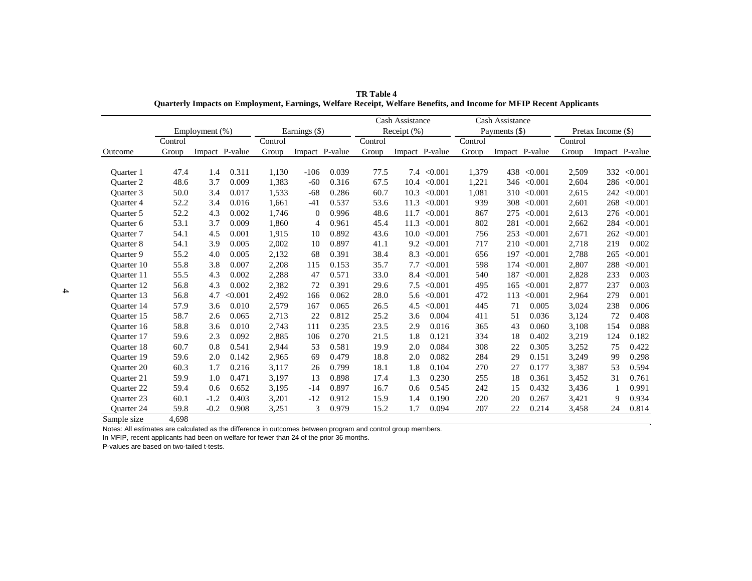**TR Table 4**
**Quarterly Impacts on Employment, Earnings, Welfare Receipt, Welfare Benefits, and Income for MFIP Recent Applicants**

| | Employment (%) | | | Earnings ($) | | | Cash Assistance Receipt (%) | | | Cash Assistance Payments ($) | | | Pretax Income ($) | | |
|---|---|---|---|---|---|---|---|---|---|---|---|---|---|---|---|
| Outcome | Control Group | Impact | P-value | Control Group | Impact | P-value | Control Group | Impact | P-value | Control Group | Impact | P-value | Control Group | Impact | P-value |
| Quarter 1 | 47.4 | 1.4 | 0.311 | 1,130 | -106 | 0.039 | 77.5 | 7.4 | <0.001 | 1,379 | 438 | <0.001 | 2,509 | 332 | <0.001 |
| Quarter 2 | 48.6 | 3.7 | 0.009 | 1,383 | -60 | 0.316 | 67.5 | 10.4 | <0.001 | 1,221 | 346 | <0.001 | 2,604 | 286 | <0.001 |
| Quarter 3 | 50.0 | 3.4 | 0.017 | 1,533 | -68 | 0.286 | 60.7 | 10.3 | <0.001 | 1,081 | 310 | <0.001 | 2,615 | 242 | <0.001 |
| Quarter 4 | 52.2 | 3.4 | 0.016 | 1,661 | -41 | 0.537 | 53.6 | 11.3 | <0.001 | 939 | 308 | <0.001 | 2,601 | 268 | <0.001 |
| Quarter 5 | 52.2 | 4.3 | 0.002 | 1,746 | 0 | 0.996 | 48.6 | 11.7 | <0.001 | 867 | 275 | <0.001 | 2,613 | 276 | <0.001 |
| Quarter 6 | 53.1 | 3.7 | 0.009 | 1,860 | 4 | 0.961 | 45.4 | 11.3 | <0.001 | 802 | 281 | <0.001 | 2,662 | 284 | <0.001 |
| Quarter 7 | 54.1 | 4.5 | 0.001 | 1,915 | 10 | 0.892 | 43.6 | 10.0 | <0.001 | 756 | 253 | <0.001 | 2,671 | 262 | <0.001 |
| Quarter 8 | 54.1 | 3.9 | 0.005 | 2,002 | 10 | 0.897 | 41.1 | 9.2 | <0.001 | 717 | 210 | <0.001 | 2,718 | 219 | 0.002 |
| Quarter 9 | 55.2 | 4.0 | 0.005 | 2,132 | 68 | 0.391 | 38.4 | 8.3 | <0.001 | 656 | 197 | <0.001 | 2,788 | 265 | <0.001 |
| Quarter 10 | 55.8 | 3.8 | 0.007 | 2,208 | 115 | 0.153 | 35.7 | 7.7 | <0.001 | 598 | 174 | <0.001 | 2,807 | 288 | <0.001 |
| Quarter 11 | 55.5 | 4.3 | 0.002 | 2,288 | 47 | 0.571 | 33.0 | 8.4 | <0.001 | 540 | 187 | <0.001 | 2,828 | 233 | 0.003 |
| Quarter 12 | 56.8 | 4.3 | 0.002 | 2,382 | 72 | 0.391 | 29.6 | 7.5 | <0.001 | 495 | 165 | <0.001 | 2,877 | 237 | 0.003 |
| Quarter 13 | 56.8 | 4.7 | <0.001 | 2,492 | 166 | 0.062 | 28.0 | 5.6 | <0.001 | 472 | 113 | <0.001 | 2,964 | 279 | 0.001 |
| Quarter 14 | 57.9 | 3.6 | 0.010 | 2,579 | 167 | 0.065 | 26.5 | 4.5 | <0.001 | 445 | 71 | 0.005 | 3,024 | 238 | 0.006 |
| Quarter 15 | 58.7 | 2.6 | 0.065 | 2,713 | 22 | 0.812 | 25.2 | 3.6 | 0.004 | 411 | 51 | 0.036 | 3,124 | 72 | 0.408 |
| Quarter 16 | 58.8 | 3.6 | 0.010 | 2,743 | 111 | 0.235 | 23.5 | 2.9 | 0.016 | 365 | 43 | 0.060 | 3,108 | 154 | 0.088 |
| Quarter 17 | 59.6 | 2.3 | 0.092 | 2,885 | 106 | 0.270 | 21.5 | 1.8 | 0.121 | 334 | 18 | 0.402 | 3,219 | 124 | 0.182 |
| Quarter 18 | 60.7 | 0.8 | 0.541 | 2,944 | 53 | 0.581 | 19.9 | 2.0 | 0.084 | 308 | 22 | 0.305 | 3,252 | 75 | 0.422 |
| Quarter 19 | 59.6 | 2.0 | 0.142 | 2,965 | 69 | 0.479 | 18.8 | 2.0 | 0.082 | 284 | 29 | 0.151 | 3,249 | 99 | 0.298 |
| Quarter 20 | 60.3 | 1.7 | 0.216 | 3,117 | 26 | 0.799 | 18.1 | 1.8 | 0.104 | 270 | 27 | 0.177 | 3,387 | 53 | 0.594 |
| Quarter 21 | 59.9 | 1.0 | 0.471 | 3,197 | 13 | 0.898 | 17.4 | 1.3 | 0.230 | 255 | 18 | 0.361 | 3,452 | 31 | 0.761 |
| Quarter 22 | 59.4 | 0.6 | 0.652 | 3,195 | -14 | 0.897 | 16.7 | 0.6 | 0.545 | 242 | 15 | 0.432 | 3,436 | 1 | 0.991 |
| Quarter 23 | 60.1 | -1.2 | 0.403 | 3,201 | -12 | 0.912 | 15.9 | 1.4 | 0.190 | 220 | 20 | 0.267 | 3,421 | 9 | 0.934 |
| Quarter 24 | 59.8 | -0.2 | 0.908 | 3,251 | 3 | 0.979 | 15.2 | 1.7 | 0.094 | 207 | 22 | 0.214 | 3,458 | 24 | 0.814 |
| Sample size | 4,698 | | | | | | | | | | | | | | |

Notes: All estimates are calculated as the difference in outcomes between program and control group members.
In MFIP, recent applicants had been on welfare for fewer than 24 of the prior 36 months.
P-values are based on two-tailed t-tests.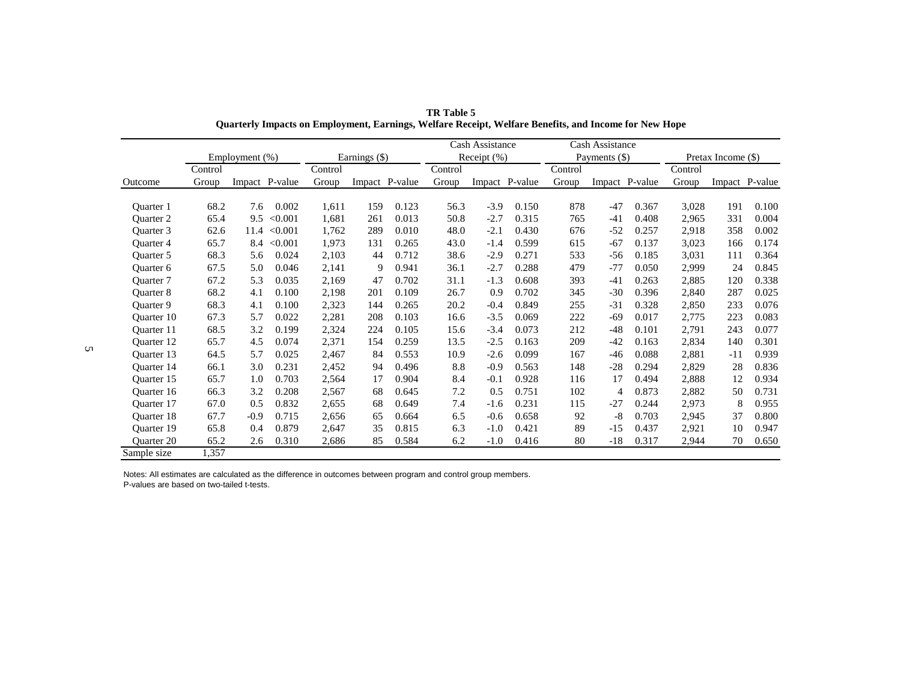**TR Table 5**
**Quarterly Impacts on Employment, Earnings, Welfare Receipt, Welfare Benefits, and Income for New Hope**

| | Employment (%) | | | Earnings ($) | | | Cash Assistance Receipt (%) | | | Cash Assistance Payments ($) | | | Pretax Income ($) | | |
|---|---|---|---|---|---|---|---|---|---|---|---|---|---|---|---|
| Outcome | Control Group | Impact | P-value | Control Group | Impact | P-value | Control Group | Impact | P-value | Control Group | Impact | P-value | Control Group | Impact | P-value |
| Quarter 1 | 68.2 | 7.6 | 0.002 | 1,611 | 159 | 0.123 | 56.3 | -3.9 | 0.150 | 878 | -47 | 0.367 | 3,028 | 191 | 0.100 |
| Quarter 2 | 65.4 | 9.5 | <0.001 | 1,681 | 261 | 0.013 | 50.8 | -2.7 | 0.315 | 765 | -41 | 0.408 | 2,965 | 331 | 0.004 |
| Quarter 3 | 62.6 | 11.4 | <0.001 | 1,762 | 289 | 0.010 | 48.0 | -2.1 | 0.430 | 676 | -52 | 0.257 | 2,918 | 358 | 0.002 |
| Quarter 4 | 65.7 | 8.4 | <0.001 | 1,973 | 131 | 0.265 | 43.0 | -1.4 | 0.599 | 615 | -67 | 0.137 | 3,023 | 166 | 0.174 |
| Quarter 5 | 68.3 | 5.6 | 0.024 | 2,103 | 44 | 0.712 | 38.6 | -2.9 | 0.271 | 533 | -56 | 0.185 | 3,031 | 111 | 0.364 |
| Quarter 6 | 67.5 | 5.0 | 0.046 | 2,141 | 9 | 0.941 | 36.1 | -2.7 | 0.288 | 479 | -77 | 0.050 | 2,999 | 24 | 0.845 |
| Quarter 7 | 67.2 | 5.3 | 0.035 | 2,169 | 47 | 0.702 | 31.1 | -1.3 | 0.608 | 393 | -41 | 0.263 | 2,885 | 120 | 0.338 |
| Quarter 8 | 68.2 | 4.1 | 0.100 | 2,198 | 201 | 0.109 | 26.7 | 0.9 | 0.702 | 345 | -30 | 0.396 | 2,840 | 287 | 0.025 |
| Quarter 9 | 68.3 | 4.1 | 0.100 | 2,323 | 144 | 0.265 | 20.2 | -0.4 | 0.849 | 255 | -31 | 0.328 | 2,850 | 233 | 0.076 |
| Quarter 10 | 67.3 | 5.7 | 0.022 | 2,281 | 208 | 0.103 | 16.6 | -3.5 | 0.069 | 222 | -69 | 0.017 | 2,775 | 223 | 0.083 |
| Quarter 11 | 68.5 | 3.2 | 0.199 | 2,324 | 224 | 0.105 | 15.6 | -3.4 | 0.073 | 212 | -48 | 0.101 | 2,791 | 243 | 0.077 |
| Quarter 12 | 65.7 | 4.5 | 0.074 | 2,371 | 154 | 0.259 | 13.5 | -2.5 | 0.163 | 209 | -42 | 0.163 | 2,834 | 140 | 0.301 |
| Quarter 13 | 64.5 | 5.7 | 0.025 | 2,467 | 84 | 0.553 | 10.9 | -2.6 | 0.099 | 167 | -46 | 0.088 | 2,881 | -11 | 0.939 |
| Quarter 14 | 66.1 | 3.0 | 0.231 | 2,452 | 94 | 0.496 | 8.8 | -0.9 | 0.563 | 148 | -28 | 0.294 | 2,829 | 28 | 0.836 |
| Quarter 15 | 65.7 | 1.0 | 0.703 | 2,564 | 17 | 0.904 | 8.4 | -0.1 | 0.928 | 116 | 17 | 0.494 | 2,888 | 12 | 0.934 |
| Quarter 16 | 66.3 | 3.2 | 0.208 | 2,567 | 68 | 0.645 | 7.2 | 0.5 | 0.751 | 102 | 4 | 0.873 | 2,882 | 50 | 0.731 |
| Quarter 17 | 67.0 | 0.5 | 0.832 | 2,655 | 68 | 0.649 | 7.4 | -1.6 | 0.231 | 115 | -27 | 0.244 | 2,973 | 8 | 0.955 |
| Quarter 18 | 67.7 | -0.9 | 0.715 | 2,656 | 65 | 0.664 | 6.5 | -0.6 | 0.658 | 92 | -8 | 0.703 | 2,945 | 37 | 0.800 |
| Quarter 19 | 65.8 | 0.4 | 0.879 | 2,647 | 35 | 0.815 | 6.3 | -1.0 | 0.421 | 89 | -15 | 0.437 | 2,921 | 10 | 0.947 |
| Quarter 20 | 65.2 | 2.6 | 0.310 | 2,686 | 85 | 0.584 | 6.2 | -1.0 | 0.416 | 80 | -18 | 0.317 | 2,944 | 70 | 0.650 |
| Sample size | 1,357 | | | | | | | | | | | | | | |

Notes: All estimates are calculated as the difference in outcomes between program and control group members.
P-values are based on two-tailed t-tests.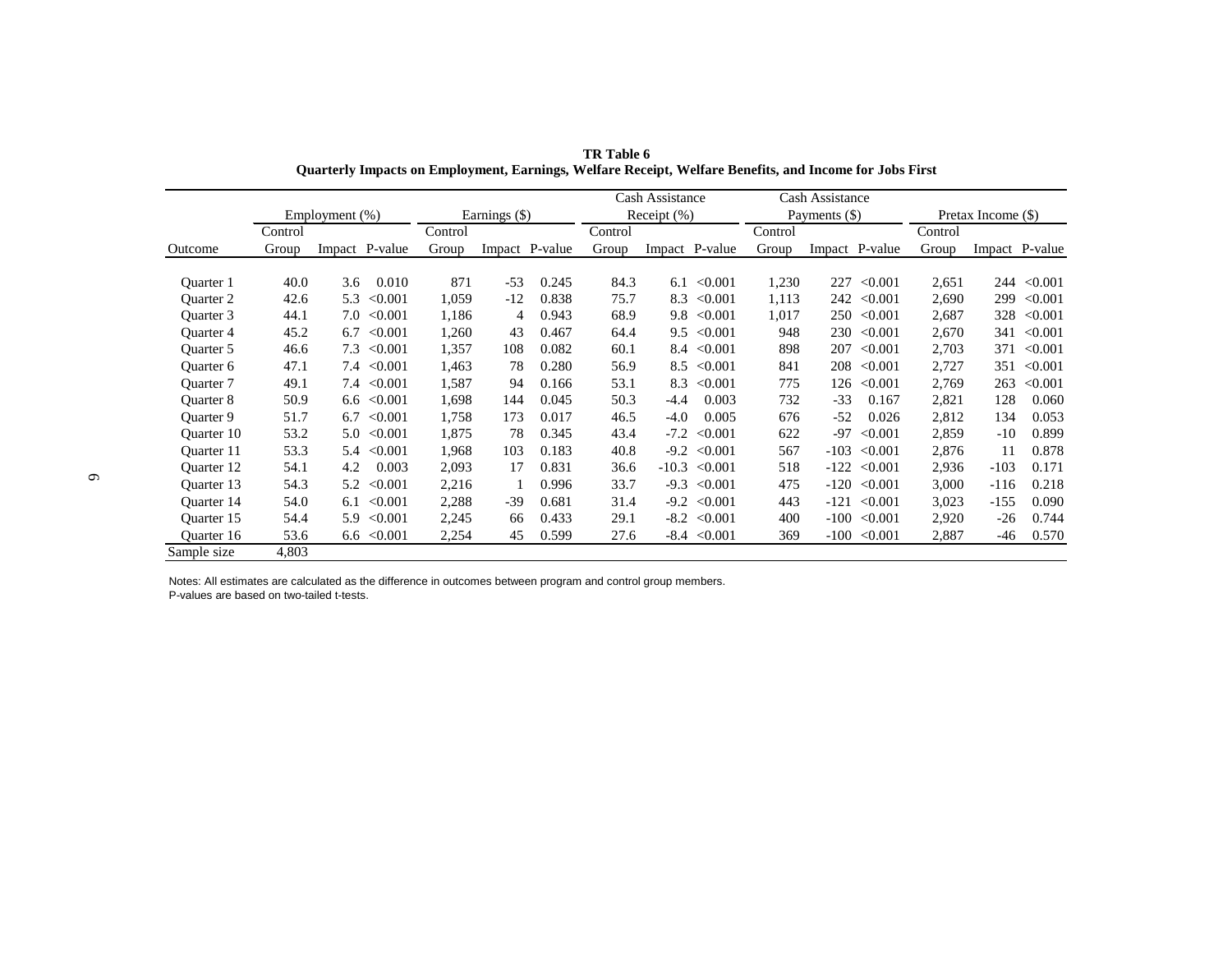**TR Table 6**
**Quarterly Impacts on Employment, Earnings, Welfare Receipt, Welfare Benefits, and Income for Jobs First**

| | Employment (%) | | | Earnings ($) | | | Cash Assistance Receipt (%) | | | Cash Assistance Payments ($) | | | Pretax Income ($) | | |
|---|---|---|---|---|---|---|---|---|---|---|---|---|---|---|---|
| Outcome | Control Group | Impact | P-value | Control Group | Impact | P-value | Control Group | Impact | P-value | Control Group | Impact | P-value | Control Group | Impact | P-value |
| Quarter 1 | 40.0 | 3.6 | 0.010 | 871 | -53 | 0.245 | 84.3 | 6.1 | <0.001 | 1,230 | 227 | <0.001 | 2,651 | 244 | <0.001 |
| Quarter 2 | 42.6 | 5.3 | <0.001 | 1,059 | -12 | 0.838 | 75.7 | 8.3 | <0.001 | 1,113 | 242 | <0.001 | 2,690 | 299 | <0.001 |
| Quarter 3 | 44.1 | 7.0 | <0.001 | 1,186 | 4 | 0.943 | 68.9 | 9.8 | <0.001 | 1,017 | 250 | <0.001 | 2,687 | 328 | <0.001 |
| Quarter 4 | 45.2 | 6.7 | <0.001 | 1,260 | 43 | 0.467 | 64.4 | 9.5 | <0.001 | 948 | 230 | <0.001 | 2,670 | 341 | <0.001 |
| Quarter 5 | 46.6 | 7.3 | <0.001 | 1,357 | 108 | 0.082 | 60.1 | 8.4 | <0.001 | 898 | 207 | <0.001 | 2,703 | 371 | <0.001 |
| Quarter 6 | 47.1 | 7.4 | <0.001 | 1,463 | 78 | 0.280 | 56.9 | 8.5 | <0.001 | 841 | 208 | <0.001 | 2,727 | 351 | <0.001 |
| Quarter 7 | 49.1 | 7.4 | <0.001 | 1,587 | 94 | 0.166 | 53.1 | 8.3 | <0.001 | 775 | 126 | <0.001 | 2,769 | 263 | <0.001 |
| Quarter 8 | 50.9 | 6.6 | <0.001 | 1,698 | 144 | 0.045 | 50.3 | -4.4 | 0.003 | 732 | -33 | 0.167 | 2,821 | 128 | 0.060 |
| Quarter 9 | 51.7 | 6.7 | <0.001 | 1,758 | 173 | 0.017 | 46.5 | -4.0 | 0.005 | 676 | -52 | 0.026 | 2,812 | 134 | 0.053 |
| Quarter 10 | 53.2 | 5.0 | <0.001 | 1,875 | 78 | 0.345 | 43.4 | -7.2 | <0.001 | 622 | -97 | <0.001 | 2,859 | -10 | 0.899 |
| Quarter 11 | 53.3 | 5.4 | <0.001 | 1,968 | 103 | 0.183 | 40.8 | -9.2 | <0.001 | 567 | -103 | <0.001 | 2,876 | 11 | 0.878 |
| Quarter 12 | 54.1 | 4.2 | 0.003 | 2,093 | 17 | 0.831 | 36.6 | -10.3 | <0.001 | 518 | -122 | <0.001 | 2,936 | -103 | 0.171 |
| Quarter 13 | 54.3 | 5.2 | <0.001 | 2,216 | 1 | 0.996 | 33.7 | -9.3 | <0.001 | 475 | -120 | <0.001 | 3,000 | -116 | 0.218 |
| Quarter 14 | 54.0 | 6.1 | <0.001 | 2,288 | -39 | 0.681 | 31.4 | -9.2 | <0.001 | 443 | -121 | <0.001 | 3,023 | -155 | 0.090 |
| Quarter 15 | 54.4 | 5.9 | <0.001 | 2,245 | 66 | 0.433 | 29.1 | -8.2 | <0.001 | 400 | -100 | <0.001 | 2,920 | -26 | 0.744 |
| Quarter 16 | 53.6 | 6.6 | <0.001 | 2,254 | 45 | 0.599 | 27.6 | -8.4 | <0.001 | 369 | -100 | <0.001 | 2,887 | -46 | 0.570 |
| Sample size | 4,803 | | | | | | | | | | | | | | |

Notes: All estimates are calculated as the difference in outcomes between program and control group members.
P-values are based on two-tailed t-tests.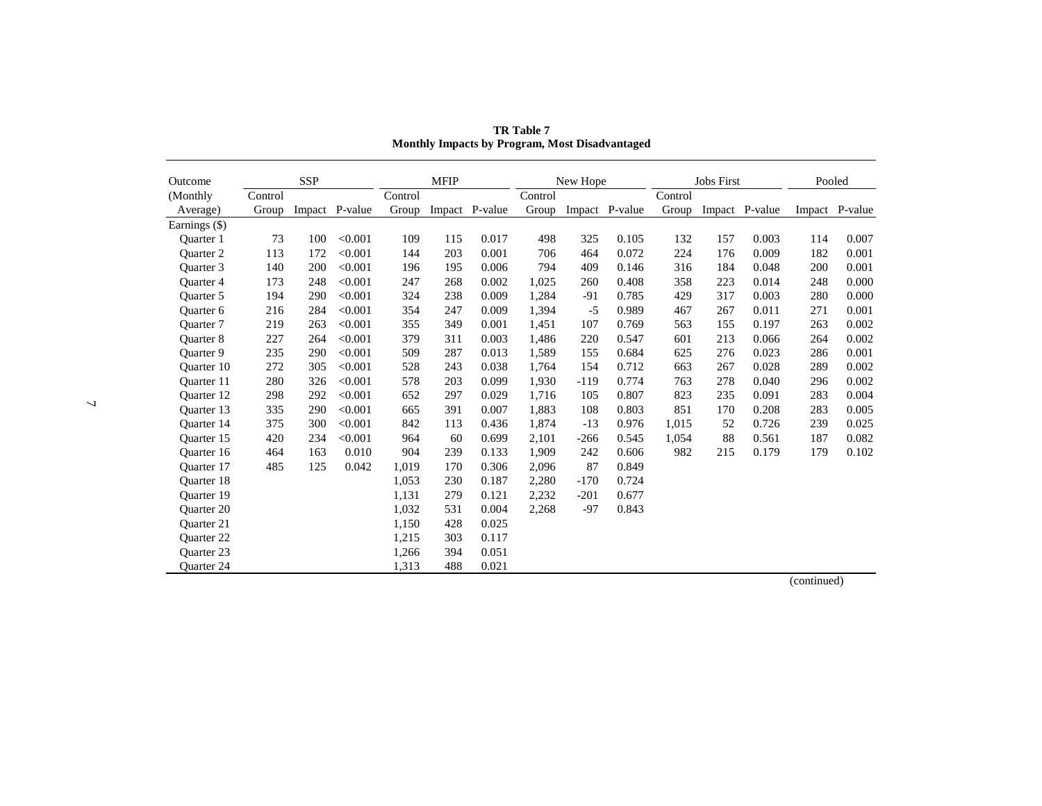**TR Table 7**
**Monthly Impacts by Program, Most Disadvantaged**

| Outcome (Monthly Average) | SSP | | | MFIP | | | New Hope | | | Jobs First | | | Pooled | |
|---|---|---|---|---|---|---|---|---|---|---|---|---|---|---|
| | Control Group | Impact | P-value | Control Group | Impact | P-value | Control Group | Impact | P-value | Control Group | Impact | P-value | Impact | P-value |
| Earnings ($) | | | | | | | | | | | | | | |
| Quarter 1 | 73 | 100 | <0.001 | 109 | 115 | 0.017 | 498 | 325 | 0.105 | 132 | 157 | 0.003 | 114 | 0.007 |
| Quarter 2 | 113 | 172 | <0.001 | 144 | 203 | 0.001 | 706 | 464 | 0.072 | 224 | 176 | 0.009 | 182 | 0.001 |
| Quarter 3 | 140 | 200 | <0.001 | 196 | 195 | 0.006 | 794 | 409 | 0.146 | 316 | 184 | 0.048 | 200 | 0.001 |
| Quarter 4 | 173 | 248 | <0.001 | 247 | 268 | 0.002 | 1,025 | 260 | 0.408 | 358 | 223 | 0.014 | 248 | 0.000 |
| Quarter 5 | 194 | 290 | <0.001 | 324 | 238 | 0.009 | 1,284 | -91 | 0.785 | 429 | 317 | 0.003 | 280 | 0.000 |
| Quarter 6 | 216 | 284 | <0.001 | 354 | 247 | 0.009 | 1,394 | -5 | 0.989 | 467 | 267 | 0.011 | 271 | 0.001 |
| Quarter 7 | 219 | 263 | <0.001 | 355 | 349 | 0.001 | 1,451 | 107 | 0.769 | 563 | 155 | 0.197 | 263 | 0.002 |
| Quarter 8 | 227 | 264 | <0.001 | 379 | 311 | 0.003 | 1,486 | 220 | 0.547 | 601 | 213 | 0.066 | 264 | 0.002 |
| Quarter 9 | 235 | 290 | <0.001 | 509 | 287 | 0.013 | 1,589 | 155 | 0.684 | 625 | 276 | 0.023 | 286 | 0.001 |
| Quarter 10 | 272 | 305 | <0.001 | 528 | 243 | 0.038 | 1,764 | 154 | 0.712 | 663 | 267 | 0.028 | 289 | 0.002 |
| Quarter 11 | 280 | 326 | <0.001 | 578 | 203 | 0.099 | 1,930 | -119 | 0.774 | 763 | 278 | 0.040 | 296 | 0.002 |
| Quarter 12 | 298 | 292 | <0.001 | 652 | 297 | 0.029 | 1,716 | 105 | 0.807 | 823 | 235 | 0.091 | 283 | 0.004 |
| Quarter 13 | 335 | 290 | <0.001 | 665 | 391 | 0.007 | 1,883 | 108 | 0.803 | 851 | 170 | 0.208 | 283 | 0.005 |
| Quarter 14 | 375 | 300 | <0.001 | 842 | 113 | 0.436 | 1,874 | -13 | 0.976 | 1,015 | 52 | 0.726 | 239 | 0.025 |
| Quarter 15 | 420 | 234 | <0.001 | 964 | 60 | 0.699 | 2,101 | -266 | 0.545 | 1,054 | 88 | 0.561 | 187 | 0.082 |
| Quarter 16 | 464 | 163 | 0.010 | 904 | 239 | 0.133 | 1,909 | 242 | 0.606 | 982 | 215 | 0.179 | 179 | 0.102 |
| Quarter 17 | 485 | 125 | 0.042 | 1,019 | 170 | 0.306 | 2,096 | 87 | 0.849 | | | | | |
| Quarter 18 | | | | 1,053 | 230 | 0.187 | 2,280 | -170 | 0.724 | | | | | |
| Quarter 19 | | | | 1,131 | 279 | 0.121 | 2,232 | -201 | 0.677 | | | | | |
| Quarter 20 | | | | 1,032 | 531 | 0.004 | 2,268 | -97 | 0.843 | | | | | |
| Quarter 21 | | | | 1,150 | 428 | 0.025 | | | | | | | | |
| Quarter 22 | | | | 1,215 | 303 | 0.117 | | | | | | | | |
| Quarter 23 | | | | 1,266 | 394 | 0.051 | | | | | | | | |
| Quarter 24 | | | | 1,313 | 488 | 0.021 | | | | | | | | |

(continued)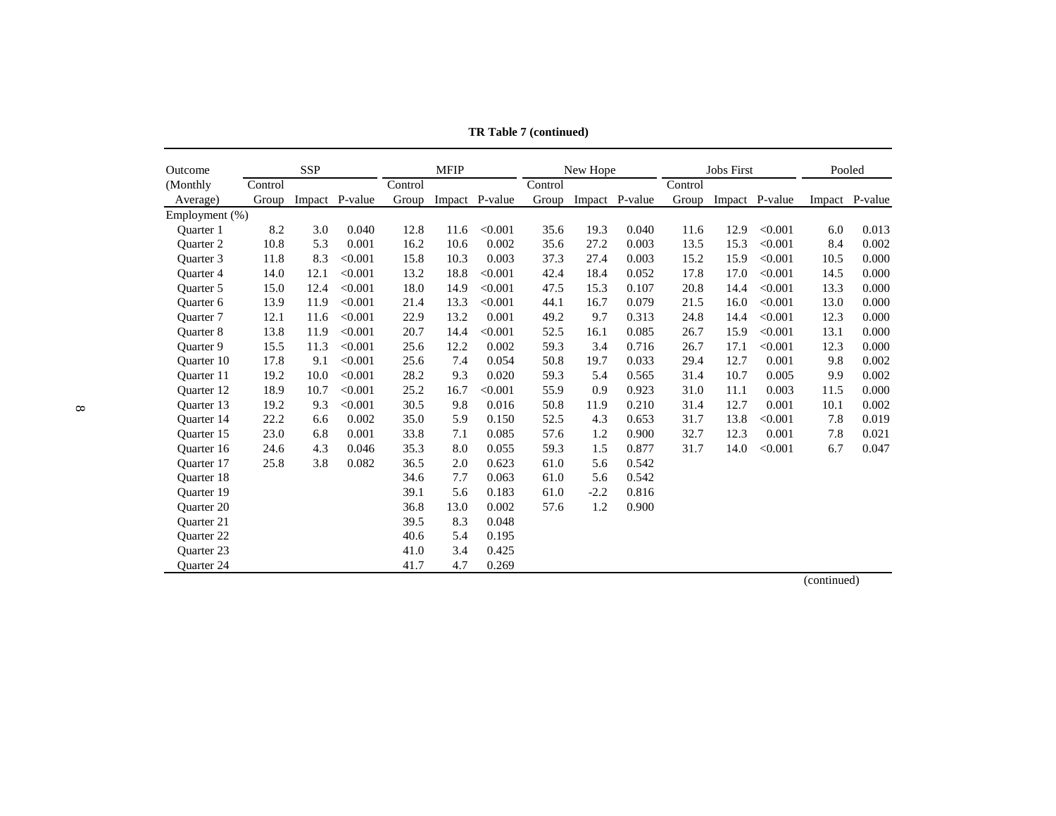**TR Table 7 (continued)**

| Outcome (Monthly Average) | SSP | | | MFIP | | | New Hope | | | Jobs First | | | Pooled | |
|---|---|---|---|---|---|---|---|---|---|---|---|---|---|---|
| | Control Group | Impact | P-value | Control Group | Impact | P-value | Control Group | Impact | P-value | Control Group | Impact | P-value | Impact | P-value |
| Employment (%) | | | | | | | | | | | | | | |
| Quarter 1 | 8.2 | 3.0 | 0.040 | 12.8 | 11.6 | <0.001 | 35.6 | 19.3 | 0.040 | 11.6 | 12.9 | <0.001 | 6.0 | 0.013 |
| Quarter 2 | 10.8 | 5.3 | 0.001 | 16.2 | 10.6 | 0.002 | 35.6 | 27.2 | 0.003 | 13.5 | 15.3 | <0.001 | 8.4 | 0.002 |
| Quarter 3 | 11.8 | 8.3 | <0.001 | 15.8 | 10.3 | 0.003 | 37.3 | 27.4 | 0.003 | 15.2 | 15.9 | <0.001 | 10.5 | 0.000 |
| Quarter 4 | 14.0 | 12.1 | <0.001 | 13.2 | 18.8 | <0.001 | 42.4 | 18.4 | 0.052 | 17.8 | 17.0 | <0.001 | 14.5 | 0.000 |
| Quarter 5 | 15.0 | 12.4 | <0.001 | 18.0 | 14.9 | <0.001 | 47.5 | 15.3 | 0.107 | 20.8 | 14.4 | <0.001 | 13.3 | 0.000 |
| Quarter 6 | 13.9 | 11.9 | <0.001 | 21.4 | 13.3 | <0.001 | 44.1 | 16.7 | 0.079 | 21.5 | 16.0 | <0.001 | 13.0 | 0.000 |
| Quarter 7 | 12.1 | 11.6 | <0.001 | 22.9 | 13.2 | 0.001 | 49.2 | 9.7 | 0.313 | 24.8 | 14.4 | <0.001 | 12.3 | 0.000 |
| Quarter 8 | 13.8 | 11.9 | <0.001 | 20.7 | 14.4 | <0.001 | 52.5 | 16.1 | 0.085 | 26.7 | 15.9 | <0.001 | 13.1 | 0.000 |
| Quarter 9 | 15.5 | 11.3 | <0.001 | 25.6 | 12.2 | 0.002 | 59.3 | 3.4 | 0.716 | 26.7 | 17.1 | <0.001 | 12.3 | 0.000 |
| Quarter 10 | 17.8 | 9.1 | <0.001 | 25.6 | 7.4 | 0.054 | 50.8 | 19.7 | 0.033 | 29.4 | 12.7 | 0.001 | 9.8 | 0.002 |
| Quarter 11 | 19.2 | 10.0 | <0.001 | 28.2 | 9.3 | 0.020 | 59.3 | 5.4 | 0.565 | 31.4 | 10.7 | 0.005 | 9.9 | 0.002 |
| Quarter 12 | 18.9 | 10.7 | <0.001 | 25.2 | 16.7 | <0.001 | 55.9 | 0.9 | 0.923 | 31.0 | 11.1 | 0.003 | 11.5 | 0.000 |
| Quarter 13 | 19.2 | 9.3 | <0.001 | 30.5 | 9.8 | 0.016 | 50.8 | 11.9 | 0.210 | 31.4 | 12.7 | 0.001 | 10.1 | 0.002 |
| Quarter 14 | 22.2 | 6.6 | 0.002 | 35.0 | 5.9 | 0.150 | 52.5 | 4.3 | 0.653 | 31.7 | 13.8 | <0.001 | 7.8 | 0.019 |
| Quarter 15 | 23.0 | 6.8 | 0.001 | 33.8 | 7.1 | 0.085 | 57.6 | 1.2 | 0.900 | 32.7 | 12.3 | 0.001 | 7.8 | 0.021 |
| Quarter 16 | 24.6 | 4.3 | 0.046 | 35.3 | 8.0 | 0.055 | 59.3 | 1.5 | 0.877 | 31.7 | 14.0 | <0.001 | 6.7 | 0.047 |
| Quarter 17 | 25.8 | 3.8 | 0.082 | 36.5 | 2.0 | 0.623 | 61.0 | 5.6 | 0.542 | | | | | |
| Quarter 18 | | | | 34.6 | 7.7 | 0.063 | 61.0 | 5.6 | 0.542 | | | | | |
| Quarter 19 | | | | 39.1 | 5.6 | 0.183 | 61.0 | -2.2 | 0.816 | | | | | |
| Quarter 20 | | | | 36.8 | 13.0 | 0.002 | 57.6 | 1.2 | 0.900 | | | | | |
| Quarter 21 | | | | 39.5 | 8.3 | 0.048 | | | | | | | | |
| Quarter 22 | | | | 40.6 | 5.4 | 0.195 | | | | | | | | |
| Quarter 23 | | | | 41.0 | 3.4 | 0.425 | | | | | | | | |
| Quarter 24 | | | | 41.7 | 4.7 | 0.269 | | | | | | | | |

(continued)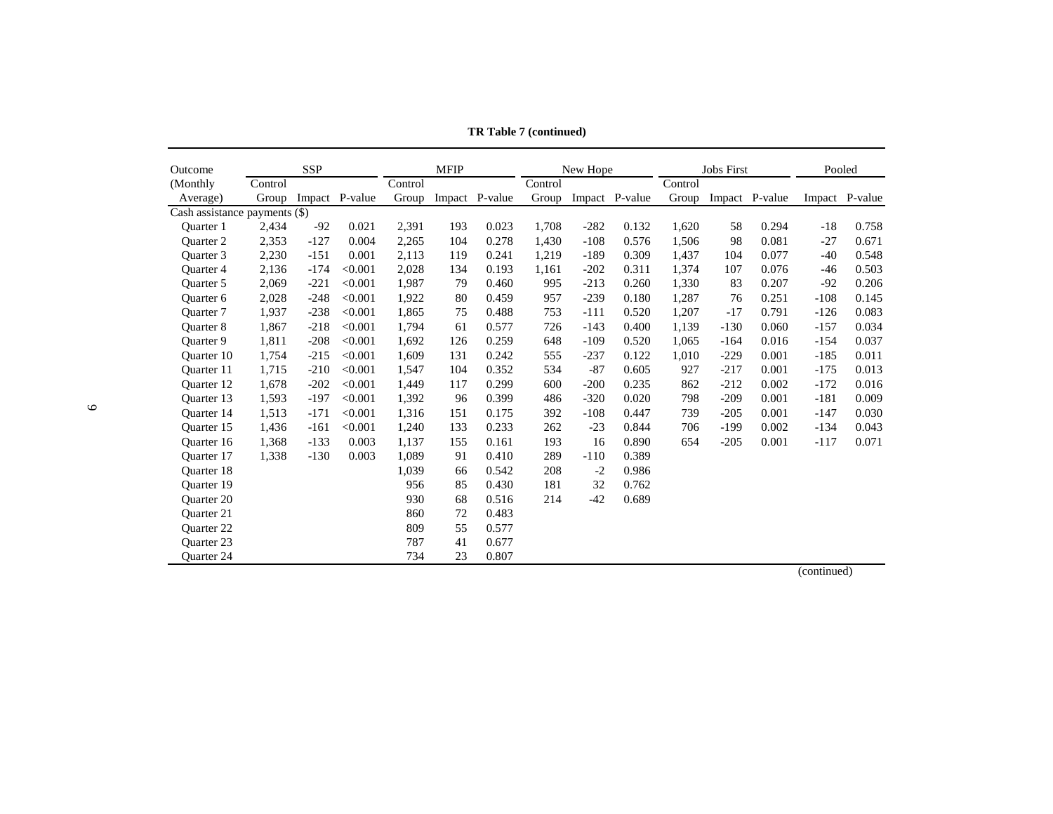**TR Table 7 (continued)**

| Outcome (Monthly Average) | SSP Control Group | SSP Impact | SSP P-value | MFIP Control Group | MFIP Impact | MFIP P-value | New Hope Control Group | New Hope Impact | New Hope P-value | Jobs First Control Group | Jobs First Impact | Jobs First P-value | Pooled Impact | Pooled P-value |
|---|---|---|---|---|---|---|---|---|---|---|---|---|---|---|
| Cash assistance payments ($) | | | | | | | | | | | | | | |
| Quarter 1 | 2,434 | -92 | 0.021 | 2,391 | 193 | 0.023 | 1,708 | -282 | 0.132 | 1,620 | 58 | 0.294 | -18 | 0.758 |
| Quarter 2 | 2,353 | -127 | 0.004 | 2,265 | 104 | 0.278 | 1,430 | -108 | 0.576 | 1,506 | 98 | 0.081 | -27 | 0.671 |
| Quarter 3 | 2,230 | -151 | 0.001 | 2,113 | 119 | 0.241 | 1,219 | -189 | 0.309 | 1,437 | 104 | 0.077 | -40 | 0.548 |
| Quarter 4 | 2,136 | -174 | <0.001 | 2,028 | 134 | 0.193 | 1,161 | -202 | 0.311 | 1,374 | 107 | 0.076 | -46 | 0.503 |
| Quarter 5 | 2,069 | -221 | <0.001 | 1,987 | 79 | 0.460 | 995 | -213 | 0.260 | 1,330 | 83 | 0.207 | -92 | 0.206 |
| Quarter 6 | 2,028 | -248 | <0.001 | 1,922 | 80 | 0.459 | 957 | -239 | 0.180 | 1,287 | 76 | 0.251 | -108 | 0.145 |
| Quarter 7 | 1,937 | -238 | <0.001 | 1,865 | 75 | 0.488 | 753 | -111 | 0.520 | 1,207 | -17 | 0.791 | -126 | 0.083 |
| Quarter 8 | 1,867 | -218 | <0.001 | 1,794 | 61 | 0.577 | 726 | -143 | 0.400 | 1,139 | -130 | 0.060 | -157 | 0.034 |
| Quarter 9 | 1,811 | -208 | <0.001 | 1,692 | 126 | 0.259 | 648 | -109 | 0.520 | 1,065 | -164 | 0.016 | -154 | 0.037 |
| Quarter 10 | 1,754 | -215 | <0.001 | 1,609 | 131 | 0.242 | 555 | -237 | 0.122 | 1,010 | -229 | 0.001 | -185 | 0.011 |
| Quarter 11 | 1,715 | -210 | <0.001 | 1,547 | 104 | 0.352 | 534 | -87 | 0.605 | 927 | -217 | 0.001 | -175 | 0.013 |
| Quarter 12 | 1,678 | -202 | <0.001 | 1,449 | 117 | 0.299 | 600 | -200 | 0.235 | 862 | -212 | 0.002 | -172 | 0.016 |
| Quarter 13 | 1,593 | -197 | <0.001 | 1,392 | 96 | 0.399 | 486 | -320 | 0.020 | 798 | -209 | 0.001 | -181 | 0.009 |
| Quarter 14 | 1,513 | -171 | <0.001 | 1,316 | 151 | 0.175 | 392 | -108 | 0.447 | 739 | -205 | 0.001 | -147 | 0.030 |
| Quarter 15 | 1,436 | -161 | <0.001 | 1,240 | 133 | 0.233 | 262 | -23 | 0.844 | 706 | -199 | 0.002 | -134 | 0.043 |
| Quarter 16 | 1,368 | -133 | 0.003 | 1,137 | 155 | 0.161 | 193 | 16 | 0.890 | 654 | -205 | 0.001 | -117 | 0.071 |
| Quarter 17 | 1,338 | -130 | 0.003 | 1,089 | 91 | 0.410 | 289 | -110 | 0.389 | | | | | |
| Quarter 18 | | | | 1,039 | 66 | 0.542 | 208 | -2 | 0.986 | | | | | |
| Quarter 19 | | | | 956 | 85 | 0.430 | 181 | 32 | 0.762 | | | | | |
| Quarter 20 | | | | 930 | 68 | 0.516 | 214 | -42 | 0.689 | | | | | |
| Quarter 21 | | | | 860 | 72 | 0.483 | | | | | | | | |
| Quarter 22 | | | | 809 | 55 | 0.577 | | | | | | | | |
| Quarter 23 | | | | 787 | 41 | 0.677 | | | | | | | | |
| Quarter 24 | | | | 734 | 23 | 0.807 | | | | | | | | |

(continued)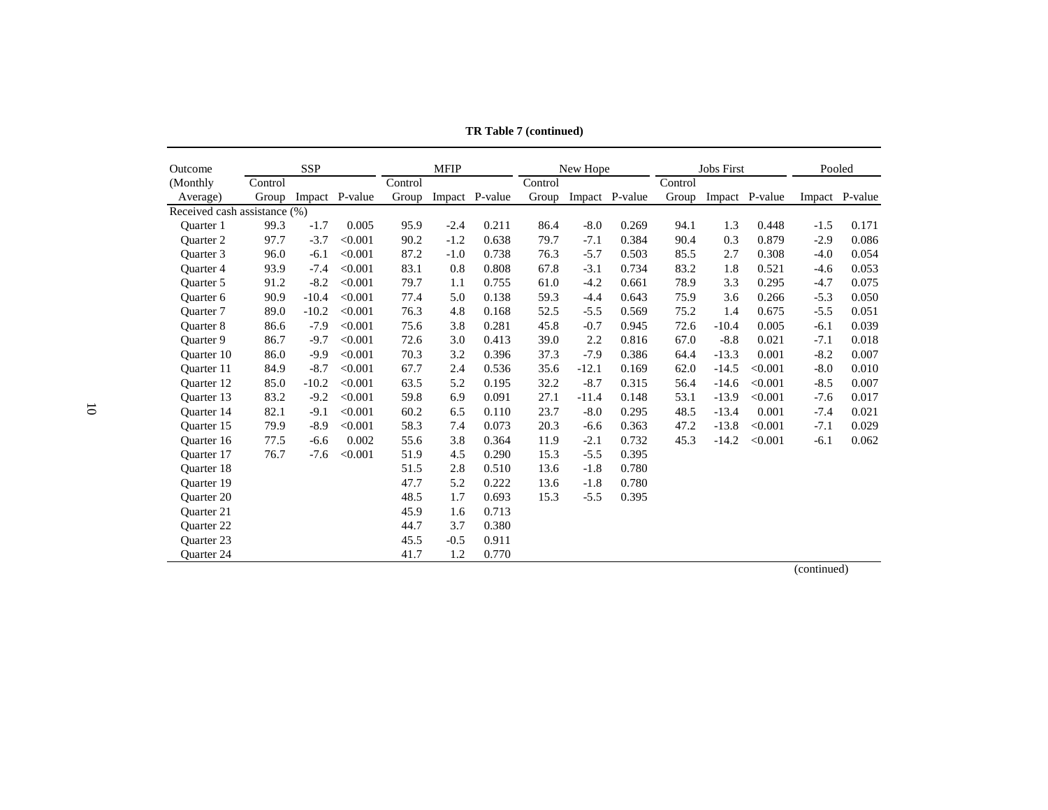**TR Table 7 (continued)**

| Outcome (Monthly Average) | SSP | | | MFIP | | | New Hope | | | Jobs First | | | Pooled | |
|---|---|---|---|---|---|---|---|---|---|---|---|---|---|---|
| | Control Group | Impact | P-value | Control Group | Impact | P-value | Control Group | Impact | P-value | Control Group | Impact | P-value | Impact | P-value |
| Received cash assistance (%) | | | | | | | | | | | | | | |
| Quarter 1 | 99.3 | -1.7 | 0.005 | 95.9 | -2.4 | 0.211 | 86.4 | -8.0 | 0.269 | 94.1 | 1.3 | 0.448 | -1.5 | 0.171 |
| Quarter 2 | 97.7 | -3.7 | <0.001 | 90.2 | -1.2 | 0.638 | 79.7 | -7.1 | 0.384 | 90.4 | 0.3 | 0.879 | -2.9 | 0.086 |
| Quarter 3 | 96.0 | -6.1 | <0.001 | 87.2 | -1.0 | 0.738 | 76.3 | -5.7 | 0.503 | 85.5 | 2.7 | 0.308 | -4.0 | 0.054 |
| Quarter 4 | 93.9 | -7.4 | <0.001 | 83.1 | 0.8 | 0.808 | 67.8 | -3.1 | 0.734 | 83.2 | 1.8 | 0.521 | -4.6 | 0.053 |
| Quarter 5 | 91.2 | -8.2 | <0.001 | 79.7 | 1.1 | 0.755 | 61.0 | -4.2 | 0.661 | 78.9 | 3.3 | 0.295 | -4.7 | 0.075 |
| Quarter 6 | 90.9 | -10.4 | <0.001 | 77.4 | 5.0 | 0.138 | 59.3 | -4.4 | 0.643 | 75.9 | 3.6 | 0.266 | -5.3 | 0.050 |
| Quarter 7 | 89.0 | -10.2 | <0.001 | 76.3 | 4.8 | 0.168 | 52.5 | -5.5 | 0.569 | 75.2 | 1.4 | 0.675 | -5.5 | 0.051 |
| Quarter 8 | 86.6 | -7.9 | <0.001 | 75.6 | 3.8 | 0.281 | 45.8 | -0.7 | 0.945 | 72.6 | -10.4 | 0.005 | -6.1 | 0.039 |
| Quarter 9 | 86.7 | -9.7 | <0.001 | 72.6 | 3.0 | 0.413 | 39.0 | 2.2 | 0.816 | 67.0 | -8.8 | 0.021 | -7.1 | 0.018 |
| Quarter 10 | 86.0 | -9.9 | <0.001 | 70.3 | 3.2 | 0.396 | 37.3 | -7.9 | 0.386 | 64.4 | -13.3 | 0.001 | -8.2 | 0.007 |
| Quarter 11 | 84.9 | -8.7 | <0.001 | 67.7 | 2.4 | 0.536 | 35.6 | -12.1 | 0.169 | 62.0 | -14.5 | <0.001 | -8.0 | 0.010 |
| Quarter 12 | 85.0 | -10.2 | <0.001 | 63.5 | 5.2 | 0.195 | 32.2 | -8.7 | 0.315 | 56.4 | -14.6 | <0.001 | -8.5 | 0.007 |
| Quarter 13 | 83.2 | -9.2 | <0.001 | 59.8 | 6.9 | 0.091 | 27.1 | -11.4 | 0.148 | 53.1 | -13.9 | <0.001 | -7.6 | 0.017 |
| Quarter 14 | 82.1 | -9.1 | <0.001 | 60.2 | 6.5 | 0.110 | 23.7 | -8.0 | 0.295 | 48.5 | -13.4 | 0.001 | -7.4 | 0.021 |
| Quarter 15 | 79.9 | -8.9 | <0.001 | 58.3 | 7.4 | 0.073 | 20.3 | -6.6 | 0.363 | 47.2 | -13.8 | <0.001 | -7.1 | 0.029 |
| Quarter 16 | 77.5 | -6.6 | 0.002 | 55.6 | 3.8 | 0.364 | 11.9 | -2.1 | 0.732 | 45.3 | -14.2 | <0.001 | -6.1 | 0.062 |
| Quarter 17 | 76.7 | -7.6 | <0.001 | 51.9 | 4.5 | 0.290 | 15.3 | -5.5 | 0.395 | | | | | |
| Quarter 18 | | | | 51.5 | 2.8 | 0.510 | 13.6 | -1.8 | 0.780 | | | | | |
| Quarter 19 | | | | 47.7 | 5.2 | 0.222 | 13.6 | -1.8 | 0.780 | | | | | |
| Quarter 20 | | | | 48.5 | 1.7 | 0.693 | 15.3 | -5.5 | 0.395 | | | | | |
| Quarter 21 | | | | 45.9 | 1.6 | 0.713 | | | | | | | | |
| Quarter 22 | | | | 44.7 | 3.7 | 0.380 | | | | | | | | |
| Quarter 23 | | | | 45.5 | -0.5 | 0.911 | | | | | | | | |
| Quarter 24 | | | | 41.7 | 1.2 | 0.770 | | | | | | | | |

(continued)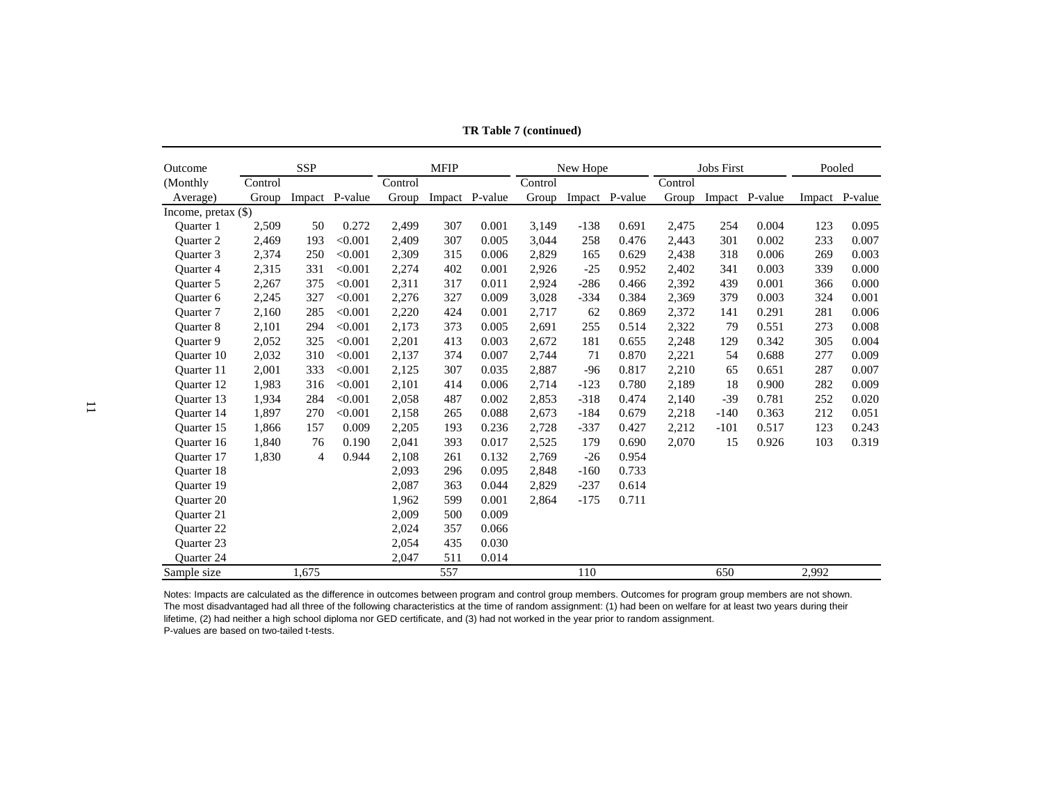**TR Table 7 (continued)**

| Outcome (Monthly Average) | SSP | | | MFIP | | | New Hope | | | Jobs First | | | Pooled | |
|---|---|---|---|---|---|---|---|---|---|---|---|---|---|---|
| | Control Group | Impact | P-value | Control Group | Impact | P-value | Control Group | Impact | P-value | Control Group | Impact | P-value | Impact | P-value |
| Income, pretax ($) | | | | | | | | | | | | | | |
| Quarter 1 | 2,509 | 50 | 0.272 | 2,499 | 307 | 0.001 | 3,149 | -138 | 0.691 | 2,475 | 254 | 0.004 | 123 | 0.095 |
| Quarter 2 | 2,469 | 193 | <0.001 | 2,409 | 307 | 0.005 | 3,044 | 258 | 0.476 | 2,443 | 301 | 0.002 | 233 | 0.007 |
| Quarter 3 | 2,374 | 250 | <0.001 | 2,309 | 315 | 0.006 | 2,829 | 165 | 0.629 | 2,438 | 318 | 0.006 | 269 | 0.003 |
| Quarter 4 | 2,315 | 331 | <0.001 | 2,274 | 402 | 0.001 | 2,926 | -25 | 0.952 | 2,402 | 341 | 0.003 | 339 | 0.000 |
| Quarter 5 | 2,267 | 375 | <0.001 | 2,311 | 317 | 0.011 | 2,924 | -286 | 0.466 | 2,392 | 439 | 0.001 | 366 | 0.000 |
| Quarter 6 | 2,245 | 327 | <0.001 | 2,276 | 327 | 0.009 | 3,028 | -334 | 0.384 | 2,369 | 379 | 0.003 | 324 | 0.001 |
| Quarter 7 | 2,160 | 285 | <0.001 | 2,220 | 424 | 0.001 | 2,717 | 62 | 0.869 | 2,372 | 141 | 0.291 | 281 | 0.006 |
| Quarter 8 | 2,101 | 294 | <0.001 | 2,173 | 373 | 0.005 | 2,691 | 255 | 0.514 | 2,322 | 79 | 0.551 | 273 | 0.008 |
| Quarter 9 | 2,052 | 325 | <0.001 | 2,201 | 413 | 0.003 | 2,672 | 181 | 0.655 | 2,248 | 129 | 0.342 | 305 | 0.004 |
| Quarter 10 | 2,032 | 310 | <0.001 | 2,137 | 374 | 0.007 | 2,744 | 71 | 0.870 | 2,221 | 54 | 0.688 | 277 | 0.009 |
| Quarter 11 | 2,001 | 333 | <0.001 | 2,125 | 307 | 0.035 | 2,887 | -96 | 0.817 | 2,210 | 65 | 0.651 | 287 | 0.007 |
| Quarter 12 | 1,983 | 316 | <0.001 | 2,101 | 414 | 0.006 | 2,714 | -123 | 0.780 | 2,189 | 18 | 0.900 | 282 | 0.009 |
| Quarter 13 | 1,934 | 284 | <0.001 | 2,058 | 487 | 0.002 | 2,853 | -318 | 0.474 | 2,140 | -39 | 0.781 | 252 | 0.020 |
| Quarter 14 | 1,897 | 270 | <0.001 | 2,158 | 265 | 0.088 | 2,673 | -184 | 0.679 | 2,218 | -140 | 0.363 | 212 | 0.051 |
| Quarter 15 | 1,866 | 157 | 0.009 | 2,205 | 193 | 0.236 | 2,728 | -337 | 0.427 | 2,212 | -101 | 0.517 | 123 | 0.243 |
| Quarter 16 | 1,840 | 76 | 0.190 | 2,041 | 393 | 0.017 | 2,525 | 179 | 0.690 | 2,070 | 15 | 0.926 | 103 | 0.319 |
| Quarter 17 | 1,830 | 4 | 0.944 | 2,108 | 261 | 0.132 | 2,769 | -26 | 0.954 | | | | | |
| Quarter 18 | | | | 2,093 | 296 | 0.095 | 2,848 | -160 | 0.733 | | | | | |
| Quarter 19 | | | | 2,087 | 363 | 0.044 | 2,829 | -237 | 0.614 | | | | | |
| Quarter 20 | | | | 1,962 | 599 | 0.001 | 2,864 | -175 | 0.711 | | | | | |
| Quarter 21 | | | | 2,009 | 500 | 0.009 | | | | | | | | |
| Quarter 22 | | | | 2,024 | 357 | 0.066 | | | | | | | | |
| Quarter 23 | | | | 2,054 | 435 | 0.030 | | | | | | | | |
| Quarter 24 | | | | 2,047 | 511 | 0.014 | | | | | | | | |
| Sample size | | 1,675 | | | 557 | | | 110 | | | 650 | | 2,992 | |

Notes: Impacts are calculated as the difference in outcomes between program and control group members. Outcomes for program group members are not shown. The most disadvantaged had all three of the following characteristics at the time of random assignment: (1) had been on welfare for at least two years during their lifetime, (2) had neither a high school diploma nor GED certificate, and (3) had not worked in the year prior to random assignment.
P-values are based on two-tailed t-tests.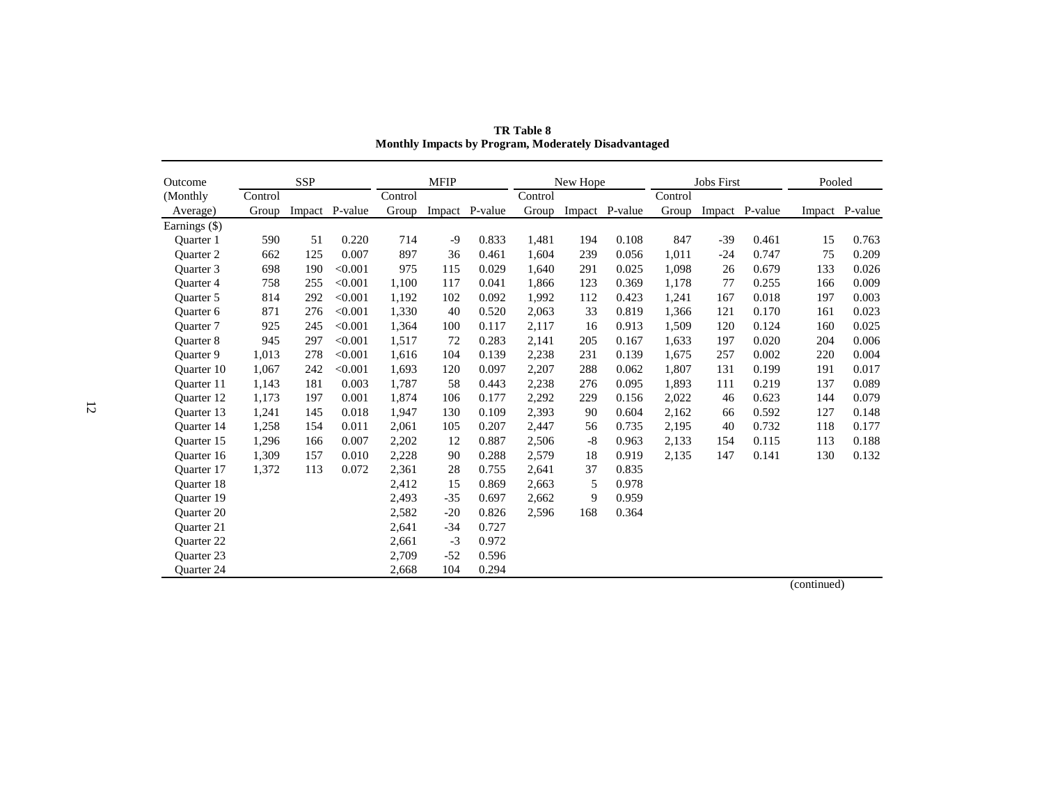**TR Table 8**
**Monthly Impacts by Program, Moderately Disadvantaged**

| Outcome (Monthly Average) | SSP | | | MFIP | | | New Hope | | | Jobs First | | | Pooled | |
|---|---|---|---|---|---|---|---|---|---|---|---|---|---|---|
| | Control Group | Impact | P-value | Control Group | Impact | P-value | Control Group | Impact | P-value | Control Group | Impact | P-value | Impact | P-value |
| Earnings ($) | | | | | | | | | | | | | | |
| Quarter 1 | 590 | 51 | 0.220 | 714 | -9 | 0.833 | 1,481 | 194 | 0.108 | 847 | -39 | 0.461 | 15 | 0.763 |
| Quarter 2 | 662 | 125 | 0.007 | 897 | 36 | 0.461 | 1,604 | 239 | 0.056 | 1,011 | -24 | 0.747 | 75 | 0.209 |
| Quarter 3 | 698 | 190 | <0.001 | 975 | 115 | 0.029 | 1,640 | 291 | 0.025 | 1,098 | 26 | 0.679 | 133 | 0.026 |
| Quarter 4 | 758 | 255 | <0.001 | 1,100 | 117 | 0.041 | 1,866 | 123 | 0.369 | 1,178 | 77 | 0.255 | 166 | 0.009 |
| Quarter 5 | 814 | 292 | <0.001 | 1,192 | 102 | 0.092 | 1,992 | 112 | 0.423 | 1,241 | 167 | 0.018 | 197 | 0.003 |
| Quarter 6 | 871 | 276 | <0.001 | 1,330 | 40 | 0.520 | 2,063 | 33 | 0.819 | 1,366 | 121 | 0.170 | 161 | 0.023 |
| Quarter 7 | 925 | 245 | <0.001 | 1,364 | 100 | 0.117 | 2,117 | 16 | 0.913 | 1,509 | 120 | 0.124 | 160 | 0.025 |
| Quarter 8 | 945 | 297 | <0.001 | 1,517 | 72 | 0.283 | 2,141 | 205 | 0.167 | 1,633 | 197 | 0.020 | 204 | 0.006 |
| Quarter 9 | 1,013 | 278 | <0.001 | 1,616 | 104 | 0.139 | 2,238 | 231 | 0.139 | 1,675 | 257 | 0.002 | 220 | 0.004 |
| Quarter 10 | 1,067 | 242 | <0.001 | 1,693 | 120 | 0.097 | 2,207 | 288 | 0.062 | 1,807 | 131 | 0.199 | 191 | 0.017 |
| Quarter 11 | 1,143 | 181 | 0.003 | 1,787 | 58 | 0.443 | 2,238 | 276 | 0.095 | 1,893 | 111 | 0.219 | 137 | 0.089 |
| Quarter 12 | 1,173 | 197 | 0.001 | 1,874 | 106 | 0.177 | 2,292 | 229 | 0.156 | 2,022 | 46 | 0.623 | 144 | 0.079 |
| Quarter 13 | 1,241 | 145 | 0.018 | 1,947 | 130 | 0.109 | 2,393 | 90 | 0.604 | 2,162 | 66 | 0.592 | 127 | 0.148 |
| Quarter 14 | 1,258 | 154 | 0.011 | 2,061 | 105 | 0.207 | 2,447 | 56 | 0.735 | 2,195 | 40 | 0.732 | 118 | 0.177 |
| Quarter 15 | 1,296 | 166 | 0.007 | 2,202 | 12 | 0.887 | 2,506 | -8 | 0.963 | 2,133 | 154 | 0.115 | 113 | 0.188 |
| Quarter 16 | 1,309 | 157 | 0.010 | 2,228 | 90 | 0.288 | 2,579 | 18 | 0.919 | 2,135 | 147 | 0.141 | 130 | 0.132 |
| Quarter 17 | 1,372 | 113 | 0.072 | 2,361 | 28 | 0.755 | 2,641 | 37 | 0.835 | | | | | |
| Quarter 18 | | | | 2,412 | 15 | 0.869 | 2,663 | 5 | 0.978 | | | | | |
| Quarter 19 | | | | 2,493 | -35 | 0.697 | 2,662 | 9 | 0.959 | | | | | |
| Quarter 20 | | | | 2,582 | -20 | 0.826 | 2,596 | 168 | 0.364 | | | | | |
| Quarter 21 | | | | 2,641 | -34 | 0.727 | | | | | | | | |
| Quarter 22 | | | | 2,661 | -3 | 0.972 | | | | | | | | |
| Quarter 23 | | | | 2,709 | -52 | 0.596 | | | | | | | | |
| Quarter 24 | | | | 2,668 | 104 | 0.294 | | | | | | | | |

(continued)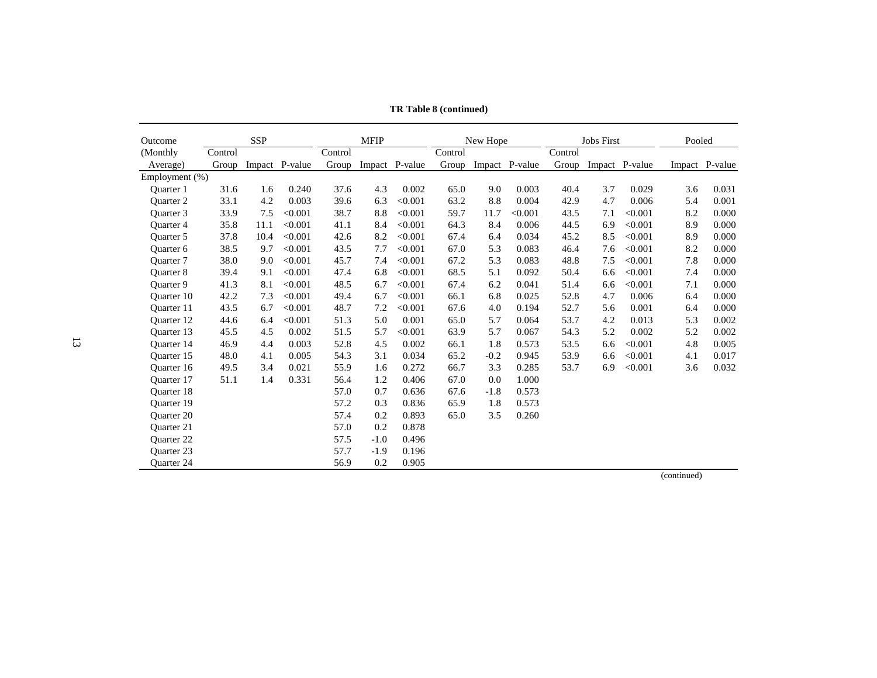**TR Table 8 (continued)**

| Outcome (Monthly Average) | SSP | | | MFIP | | | New Hope | | | Jobs First | | | Pooled | |
|---|---|---|---|---|---|---|---|---|---|---|---|---|---|---|
| | Control Group | Impact | P-value | Control Group | Impact | P-value | Control Group | Impact | P-value | Control Group | Impact | P-value | Impact | P-value |
| Employment (%) | | | | | | | | | | | | | | |
| Quarter 1 | 31.6 | 1.6 | 0.240 | 37.6 | 4.3 | 0.002 | 65.0 | 9.0 | 0.003 | 40.4 | 3.7 | 0.029 | 3.6 | 0.031 |
| Quarter 2 | 33.1 | 4.2 | 0.003 | 39.6 | 6.3 | <0.001 | 63.2 | 8.8 | 0.004 | 42.9 | 4.7 | 0.006 | 5.4 | 0.001 |
| Quarter 3 | 33.9 | 7.5 | <0.001 | 38.7 | 8.8 | <0.001 | 59.7 | 11.7 | <0.001 | 43.5 | 7.1 | <0.001 | 8.2 | 0.000 |
| Quarter 4 | 35.8 | 11.1 | <0.001 | 41.1 | 8.4 | <0.001 | 64.3 | 8.4 | 0.006 | 44.5 | 6.9 | <0.001 | 8.9 | 0.000 |
| Quarter 5 | 37.8 | 10.4 | <0.001 | 42.6 | 8.2 | <0.001 | 67.4 | 6.4 | 0.034 | 45.2 | 8.5 | <0.001 | 8.9 | 0.000 |
| Quarter 6 | 38.5 | 9.7 | <0.001 | 43.5 | 7.7 | <0.001 | 67.0 | 5.3 | 0.083 | 46.4 | 7.6 | <0.001 | 8.2 | 0.000 |
| Quarter 7 | 38.0 | 9.0 | <0.001 | 45.7 | 7.4 | <0.001 | 67.2 | 5.3 | 0.083 | 48.8 | 7.5 | <0.001 | 7.8 | 0.000 |
| Quarter 8 | 39.4 | 9.1 | <0.001 | 47.4 | 6.8 | <0.001 | 68.5 | 5.1 | 0.092 | 50.4 | 6.6 | <0.001 | 7.4 | 0.000 |
| Quarter 9 | 41.3 | 8.1 | <0.001 | 48.5 | 6.7 | <0.001 | 67.4 | 6.2 | 0.041 | 51.4 | 6.6 | <0.001 | 7.1 | 0.000 |
| Quarter 10 | 42.2 | 7.3 | <0.001 | 49.4 | 6.7 | <0.001 | 66.1 | 6.8 | 0.025 | 52.8 | 4.7 | 0.006 | 6.4 | 0.000 |
| Quarter 11 | 43.5 | 6.7 | <0.001 | 48.7 | 7.2 | <0.001 | 67.6 | 4.0 | 0.194 | 52.7 | 5.6 | 0.001 | 6.4 | 0.000 |
| Quarter 12 | 44.6 | 6.4 | <0.001 | 51.3 | 5.0 | 0.001 | 65.0 | 5.7 | 0.064 | 53.7 | 4.2 | 0.013 | 5.3 | 0.002 |
| Quarter 13 | 45.5 | 4.5 | 0.002 | 51.5 | 5.7 | <0.001 | 63.9 | 5.7 | 0.067 | 54.3 | 5.2 | 0.002 | 5.2 | 0.002 |
| Quarter 14 | 46.9 | 4.4 | 0.003 | 52.8 | 4.5 | 0.002 | 66.1 | 1.8 | 0.573 | 53.5 | 6.6 | <0.001 | 4.8 | 0.005 |
| Quarter 15 | 48.0 | 4.1 | 0.005 | 54.3 | 3.1 | 0.034 | 65.2 | -0.2 | 0.945 | 53.9 | 6.6 | <0.001 | 4.1 | 0.017 |
| Quarter 16 | 49.5 | 3.4 | 0.021 | 55.9 | 1.6 | 0.272 | 66.7 | 3.3 | 0.285 | 53.7 | 6.9 | <0.001 | 3.6 | 0.032 |
| Quarter 17 | 51.1 | 1.4 | 0.331 | 56.4 | 1.2 | 0.406 | 67.0 | 0.0 | 1.000 | | | | | |
| Quarter 18 | | | | 57.0 | 0.7 | 0.636 | 67.6 | -1.8 | 0.573 | | | | | |
| Quarter 19 | | | | 57.2 | 0.3 | 0.836 | 65.9 | 1.8 | 0.573 | | | | | |
| Quarter 20 | | | | 57.4 | 0.2 | 0.893 | 65.0 | 3.5 | 0.260 | | | | | |
| Quarter 21 | | | | 57.0 | 0.2 | 0.878 | | | | | | | | |
| Quarter 22 | | | | 57.5 | -1.0 | 0.496 | | | | | | | | |
| Quarter 23 | | | | 57.7 | -1.9 | 0.196 | | | | | | | | |
| Quarter 24 | | | | 56.9 | 0.2 | 0.905 | | | | | | | | |

(continued)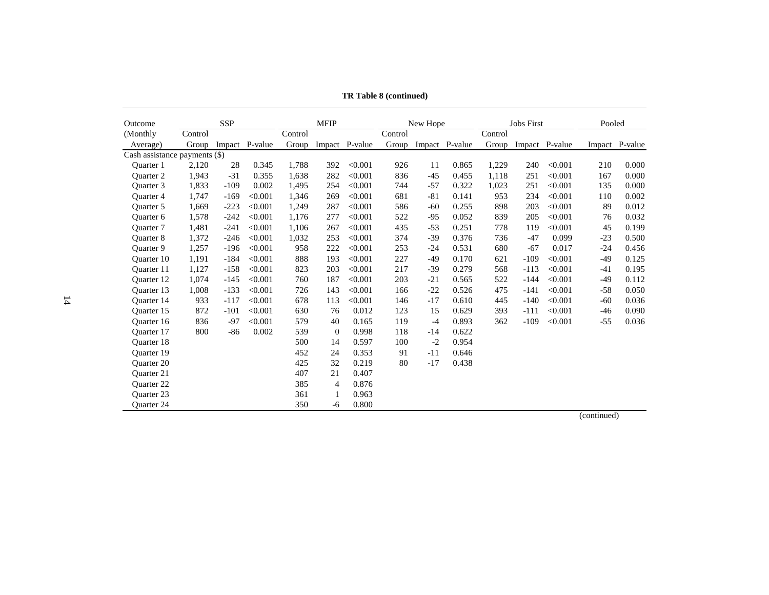**TR Table 8 (continued)**

| Outcome (Monthly Average) | SSP | | | MFIP | | | New Hope | | | Jobs First | | | Pooled | |
|---|---|---|---|---|---|---|---|---|---|---|---|---|---|---|
| | Control Group | Impact | P-value | Control Group | Impact | P-value | Control Group | Impact | P-value | Control Group | Impact | P-value | Impact | P-value |
| Cash assistance payments ($) | | | | | | | | | | | | | | |
| Quarter 1 | 2,120 | 28 | 0.345 | 1,788 | 392 | <0.001 | 926 | 11 | 0.865 | 1,229 | 240 | <0.001 | 210 | 0.000 |
| Quarter 2 | 1,943 | -31 | 0.355 | 1,638 | 282 | <0.001 | 836 | -45 | 0.455 | 1,118 | 251 | <0.001 | 167 | 0.000 |
| Quarter 3 | 1,833 | -109 | 0.002 | 1,495 | 254 | <0.001 | 744 | -57 | 0.322 | 1,023 | 251 | <0.001 | 135 | 0.000 |
| Quarter 4 | 1,747 | -169 | <0.001 | 1,346 | 269 | <0.001 | 681 | -81 | 0.141 | 953 | 234 | <0.001 | 110 | 0.002 |
| Quarter 5 | 1,669 | -223 | <0.001 | 1,249 | 287 | <0.001 | 586 | -60 | 0.255 | 898 | 203 | <0.001 | 89 | 0.012 |
| Quarter 6 | 1,578 | -242 | <0.001 | 1,176 | 277 | <0.001 | 522 | -95 | 0.052 | 839 | 205 | <0.001 | 76 | 0.032 |
| Quarter 7 | 1,481 | -241 | <0.001 | 1,106 | 267 | <0.001 | 435 | -53 | 0.251 | 778 | 119 | <0.001 | 45 | 0.199 |
| Quarter 8 | 1,372 | -246 | <0.001 | 1,032 | 253 | <0.001 | 374 | -39 | 0.376 | 736 | -47 | 0.099 | -23 | 0.500 |
| Quarter 9 | 1,257 | -196 | <0.001 | 958 | 222 | <0.001 | 253 | -24 | 0.531 | 680 | -67 | 0.017 | -24 | 0.456 |
| Quarter 10 | 1,191 | -184 | <0.001 | 888 | 193 | <0.001 | 227 | -49 | 0.170 | 621 | -109 | <0.001 | -49 | 0.125 |
| Quarter 11 | 1,127 | -158 | <0.001 | 823 | 203 | <0.001 | 217 | -39 | 0.279 | 568 | -113 | <0.001 | -41 | 0.195 |
| Quarter 12 | 1,074 | -145 | <0.001 | 760 | 187 | <0.001 | 203 | -21 | 0.565 | 522 | -144 | <0.001 | -49 | 0.112 |
| Quarter 13 | 1,008 | -133 | <0.001 | 726 | 143 | <0.001 | 166 | -22 | 0.526 | 475 | -141 | <0.001 | -58 | 0.050 |
| Quarter 14 | 933 | -117 | <0.001 | 678 | 113 | <0.001 | 146 | -17 | 0.610 | 445 | -140 | <0.001 | -60 | 0.036 |
| Quarter 15 | 872 | -101 | <0.001 | 630 | 76 | 0.012 | 123 | 15 | 0.629 | 393 | -111 | <0.001 | -46 | 0.090 |
| Quarter 16 | 836 | -97 | <0.001 | 579 | 40 | 0.165 | 119 | -4 | 0.893 | 362 | -109 | <0.001 | -55 | 0.036 |
| Quarter 17 | 800 | -86 | 0.002 | 539 | 0 | 0.998 | 118 | -14 | 0.622 | | | | | |
| Quarter 18 | | | | 500 | 14 | 0.597 | 100 | -2 | 0.954 | | | | | |
| Quarter 19 | | | | 452 | 24 | 0.353 | 91 | -11 | 0.646 | | | | | |
| Quarter 20 | | | | 425 | 32 | 0.219 | 80 | -17 | 0.438 | | | | | |
| Quarter 21 | | | | 407 | 21 | 0.407 | | | | | | | | |
| Quarter 22 | | | | 385 | 4 | 0.876 | | | | | | | | |
| Quarter 23 | | | | 361 | 1 | 0.963 | | | | | | | | |
| Quarter 24 | | | | 350 | -6 | 0.800 | | | | | | | | |

(continued)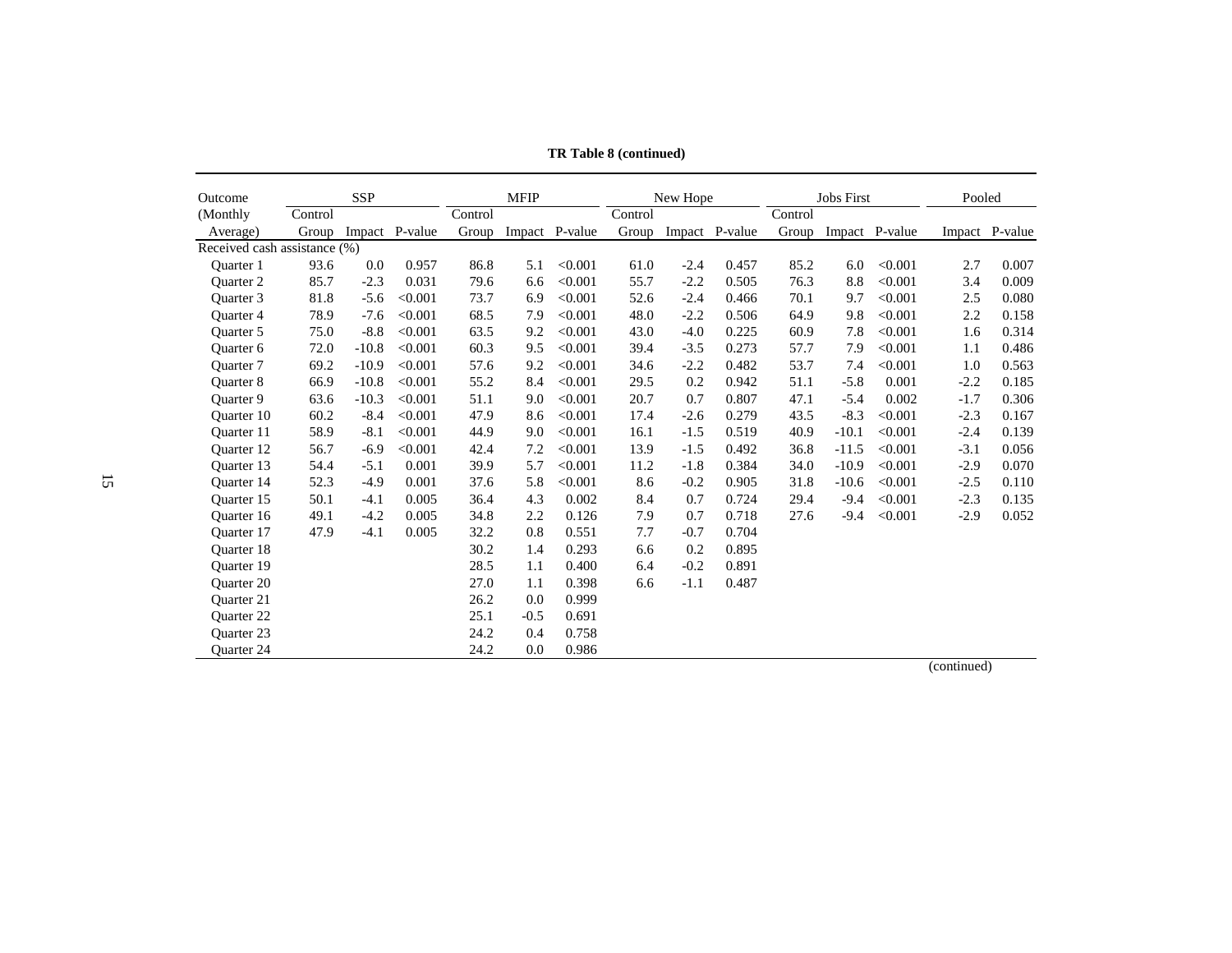**TR Table 8 (continued)**

| Outcome (Monthly Average) | SSP Control Group | SSP Impact | SSP P-value | MFIP Control Group | MFIP Impact | MFIP P-value | New Hope Control Group | New Hope Impact | New Hope P-value | Jobs First Control Group | Jobs First Impact | Jobs First P-value | Pooled Impact | Pooled P-value |
|---|---|---|---|---|---|---|---|---|---|---|---|---|---|---|
| Received cash assistance (%) | | | | | | | | | | | | | | |
| Quarter 1 | 93.6 | 0.0 | 0.957 | 86.8 | 5.1 | <0.001 | 61.0 | -2.4 | 0.457 | 85.2 | 6.0 | <0.001 | 2.7 | 0.007 |
| Quarter 2 | 85.7 | -2.3 | 0.031 | 79.6 | 6.6 | <0.001 | 55.7 | -2.2 | 0.505 | 76.3 | 8.8 | <0.001 | 3.4 | 0.009 |
| Quarter 3 | 81.8 | -5.6 | <0.001 | 73.7 | 6.9 | <0.001 | 52.6 | -2.4 | 0.466 | 70.1 | 9.7 | <0.001 | 2.5 | 0.080 |
| Quarter 4 | 78.9 | -7.6 | <0.001 | 68.5 | 7.9 | <0.001 | 48.0 | -2.2 | 0.506 | 64.9 | 9.8 | <0.001 | 2.2 | 0.158 |
| Quarter 5 | 75.0 | -8.8 | <0.001 | 63.5 | 9.2 | <0.001 | 43.0 | -4.0 | 0.225 | 60.9 | 7.8 | <0.001 | 1.6 | 0.314 |
| Quarter 6 | 72.0 | -10.8 | <0.001 | 60.3 | 9.5 | <0.001 | 39.4 | -3.5 | 0.273 | 57.7 | 7.9 | <0.001 | 1.1 | 0.486 |
| Quarter 7 | 69.2 | -10.9 | <0.001 | 57.6 | 9.2 | <0.001 | 34.6 | -2.2 | 0.482 | 53.7 | 7.4 | <0.001 | 1.0 | 0.563 |
| Quarter 8 | 66.9 | -10.8 | <0.001 | 55.2 | 8.4 | <0.001 | 29.5 | 0.2 | 0.942 | 51.1 | -5.8 | 0.001 | -2.2 | 0.185 |
| Quarter 9 | 63.6 | -10.3 | <0.001 | 51.1 | 9.0 | <0.001 | 20.7 | 0.7 | 0.807 | 47.1 | -5.4 | 0.002 | -1.7 | 0.306 |
| Quarter 10 | 60.2 | -8.4 | <0.001 | 47.9 | 8.6 | <0.001 | 17.4 | -2.6 | 0.279 | 43.5 | -8.3 | <0.001 | -2.3 | 0.167 |
| Quarter 11 | 58.9 | -8.1 | <0.001 | 44.9 | 9.0 | <0.001 | 16.1 | -1.5 | 0.519 | 40.9 | -10.1 | <0.001 | -2.4 | 0.139 |
| Quarter 12 | 56.7 | -6.9 | <0.001 | 42.4 | 7.2 | <0.001 | 13.9 | -1.5 | 0.492 | 36.8 | -11.5 | <0.001 | -3.1 | 0.056 |
| Quarter 13 | 54.4 | -5.1 | 0.001 | 39.9 | 5.7 | <0.001 | 11.2 | -1.8 | 0.384 | 34.0 | -10.9 | <0.001 | -2.9 | 0.070 |
| Quarter 14 | 52.3 | -4.9 | 0.001 | 37.6 | 5.8 | <0.001 | 8.6 | -0.2 | 0.905 | 31.8 | -10.6 | <0.001 | -2.5 | 0.110 |
| Quarter 15 | 50.1 | -4.1 | 0.005 | 36.4 | 4.3 | 0.002 | 8.4 | 0.7 | 0.724 | 29.4 | -9.4 | <0.001 | -2.3 | 0.135 |
| Quarter 16 | 49.1 | -4.2 | 0.005 | 34.8 | 2.2 | 0.126 | 7.9 | 0.7 | 0.718 | 27.6 | -9.4 | <0.001 | -2.9 | 0.052 |
| Quarter 17 | 47.9 | -4.1 | 0.005 | 32.2 | 0.8 | 0.551 | 7.7 | -0.7 | 0.704 | | | | | |
| Quarter 18 | | | | 30.2 | 1.4 | 0.293 | 6.6 | 0.2 | 0.895 | | | | | |
| Quarter 19 | | | | 28.5 | 1.1 | 0.400 | 6.4 | -0.2 | 0.891 | | | | | |
| Quarter 20 | | | | 27.0 | 1.1 | 0.398 | 6.6 | -1.1 | 0.487 | | | | | |
| Quarter 21 | | | | 26.2 | 0.0 | 0.999 | | | | | | | | |
| Quarter 22 | | | | 25.1 | -0.5 | 0.691 | | | | | | | | |
| Quarter 23 | | | | 24.2 | 0.4 | 0.758 | | | | | | | | |
| Quarter 24 | | | | 24.2 | 0.0 | 0.986 | | | | | | | | |

(continued)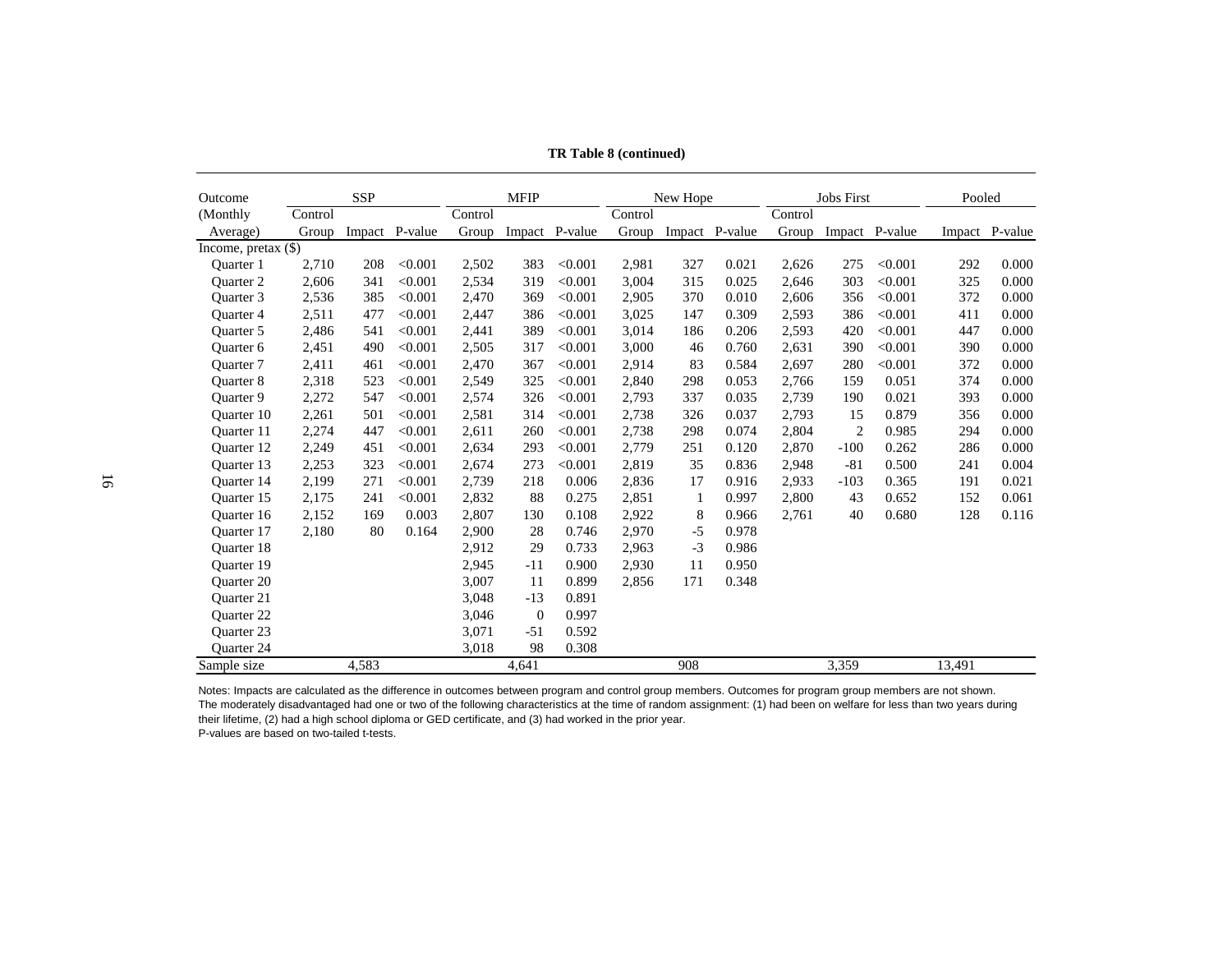**TR Table 8 (continued)**

| Outcome (Monthly Average) | SSP | | | MFIP | | | New Hope | | | Jobs First | | | Pooled | |
|---|---|---|---|---|---|---|---|---|---|---|---|---|---|---|
| | Control Group | Impact | P-value | Control Group | Impact | P-value | Control Group | Impact | P-value | Control Group | Impact | P-value | Impact | P-value |
| Income, pretax ($) | | | | | | | | | | | | | | |
| Quarter 1 | 2,710 | 208 | <0.001 | 2,502 | 383 | <0.001 | 2,981 | 327 | 0.021 | 2,626 | 275 | <0.001 | 292 | 0.000 |
| Quarter 2 | 2,606 | 341 | <0.001 | 2,534 | 319 | <0.001 | 3,004 | 315 | 0.025 | 2,646 | 303 | <0.001 | 325 | 0.000 |
| Quarter 3 | 2,536 | 385 | <0.001 | 2,470 | 369 | <0.001 | 2,905 | 370 | 0.010 | 2,606 | 356 | <0.001 | 372 | 0.000 |
| Quarter 4 | 2,511 | 477 | <0.001 | 2,447 | 386 | <0.001 | 3,025 | 147 | 0.309 | 2,593 | 386 | <0.001 | 411 | 0.000 |
| Quarter 5 | 2,486 | 541 | <0.001 | 2,441 | 389 | <0.001 | 3,014 | 186 | 0.206 | 2,593 | 420 | <0.001 | 447 | 0.000 |
| Quarter 6 | 2,451 | 490 | <0.001 | 2,505 | 317 | <0.001 | 3,000 | 46 | 0.760 | 2,631 | 390 | <0.001 | 390 | 0.000 |
| Quarter 7 | 2,411 | 461 | <0.001 | 2,470 | 367 | <0.001 | 2,914 | 83 | 0.584 | 2,697 | 280 | <0.001 | 372 | 0.000 |
| Quarter 8 | 2,318 | 523 | <0.001 | 2,549 | 325 | <0.001 | 2,840 | 298 | 0.053 | 2,766 | 159 | 0.051 | 374 | 0.000 |
| Quarter 9 | 2,272 | 547 | <0.001 | 2,574 | 326 | <0.001 | 2,793 | 337 | 0.035 | 2,739 | 190 | 0.021 | 393 | 0.000 |
| Quarter 10 | 2,261 | 501 | <0.001 | 2,581 | 314 | <0.001 | 2,738 | 326 | 0.037 | 2,793 | 15 | 0.879 | 356 | 0.000 |
| Quarter 11 | 2,274 | 447 | <0.001 | 2,611 | 260 | <0.001 | 2,738 | 298 | 0.074 | 2,804 | 2 | 0.985 | 294 | 0.000 |
| Quarter 12 | 2,249 | 451 | <0.001 | 2,634 | 293 | <0.001 | 2,779 | 251 | 0.120 | 2,870 | -100 | 0.262 | 286 | 0.000 |
| Quarter 13 | 2,253 | 323 | <0.001 | 2,674 | 273 | <0.001 | 2,819 | 35 | 0.836 | 2,948 | -81 | 0.500 | 241 | 0.004 |
| Quarter 14 | 2,199 | 271 | <0.001 | 2,739 | 218 | 0.006 | 2,836 | 17 | 0.916 | 2,933 | -103 | 0.365 | 191 | 0.021 |
| Quarter 15 | 2,175 | 241 | <0.001 | 2,832 | 88 | 0.275 | 2,851 | 1 | 0.997 | 2,800 | 43 | 0.652 | 152 | 0.061 |
| Quarter 16 | 2,152 | 169 | 0.003 | 2,807 | 130 | 0.108 | 2,922 | 8 | 0.966 | 2,761 | 40 | 0.680 | 128 | 0.116 |
| Quarter 17 | 2,180 | 80 | 0.164 | 2,900 | 28 | 0.746 | 2,970 | -5 | 0.978 | | | | | |
| Quarter 18 | | | | 2,912 | 29 | 0.733 | 2,963 | -3 | 0.986 | | | | | |
| Quarter 19 | | | | 2,945 | -11 | 0.900 | 2,930 | 11 | 0.950 | | | | | |
| Quarter 20 | | | | 3,007 | 11 | 0.899 | 2,856 | 171 | 0.348 | | | | | |
| Quarter 21 | | | | 3,048 | -13 | 0.891 | | | | | | | | |
| Quarter 22 | | | | 3,046 | 0 | 0.997 | | | | | | | | |
| Quarter 23 | | | | 3,071 | -51 | 0.592 | | | | | | | | |
| Quarter 24 | | | | 3,018 | 98 | 0.308 | | | | | | | | |
| Sample size | | 4,583 | | | 4,641 | | | 908 | | | 3,359 | | 13,491 | |

Notes: Impacts are calculated as the difference in outcomes between program and control group members. Outcomes for program group members are not shown. The moderately disadvantaged had one or two of the following characteristics at the time of random assignment: (1) had been on welfare for less than two years during their lifetime, (2) had a high school diploma or GED certificate, and (3) had worked in the prior year.
P-values are based on two-tailed t-tests.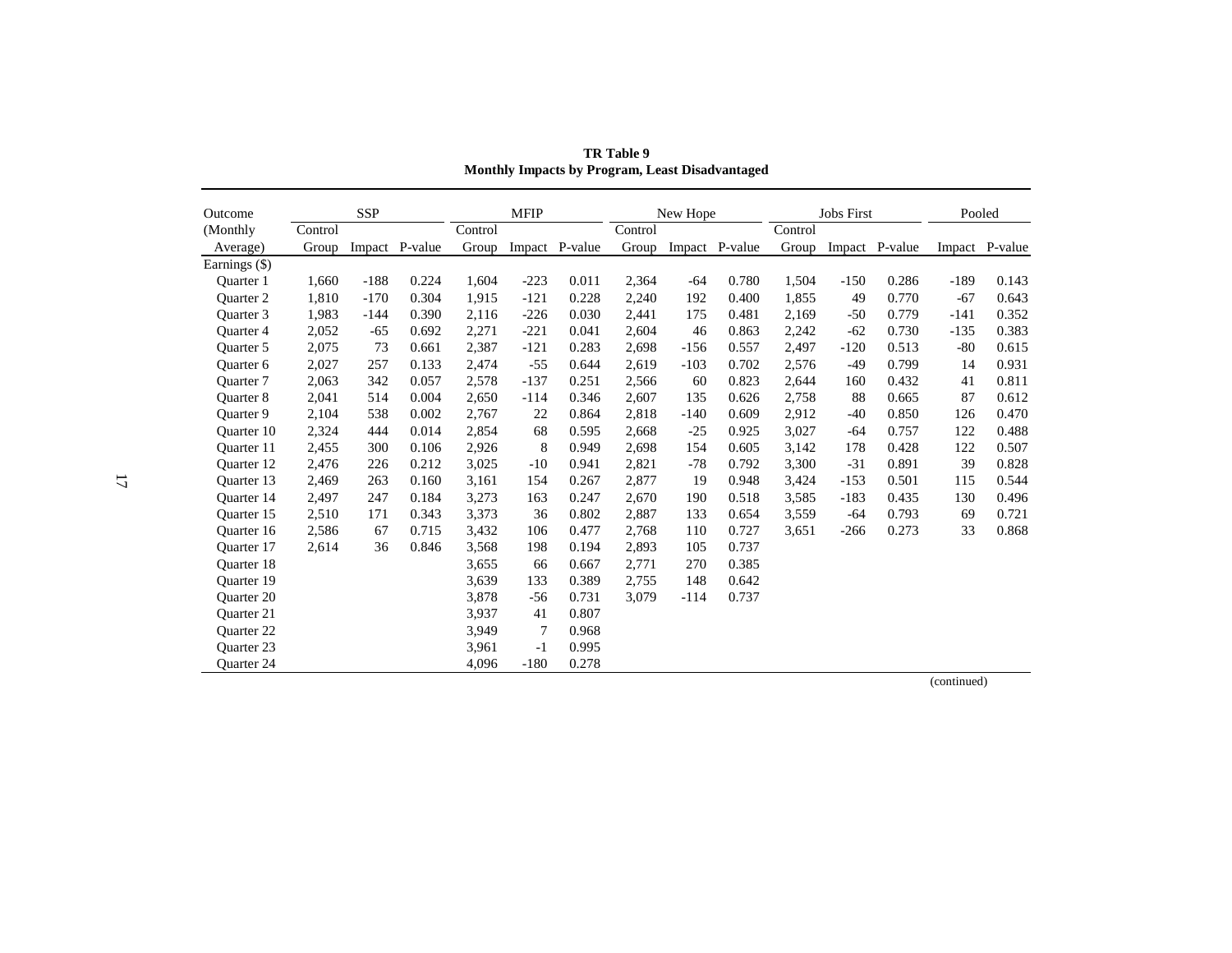**TR Table 9**
**Monthly Impacts by Program, Least Disadvantaged**

| Outcome (Monthly Average) | SSP | | | MFIP | | | New Hope | | | Jobs First | | | Pooled | |
|---|---|---|---|---|---|---|---|---|---|---|---|---|---|---|
| | Control Group | Impact | P-value | Control Group | Impact | P-value | Control Group | Impact | P-value | Control Group | Impact | P-value | Impact | P-value |
| Earnings ($) | | | | | | | | | | | | | | |
| Quarter 1 | 1,660 | -188 | 0.224 | 1,604 | -223 | 0.011 | 2,364 | -64 | 0.780 | 1,504 | -150 | 0.286 | -189 | 0.143 |
| Quarter 2 | 1,810 | -170 | 0.304 | 1,915 | -121 | 0.228 | 2,240 | 192 | 0.400 | 1,855 | 49 | 0.770 | -67 | 0.643 |
| Quarter 3 | 1,983 | -144 | 0.390 | 2,116 | -226 | 0.030 | 2,441 | 175 | 0.481 | 2,169 | -50 | 0.779 | -141 | 0.352 |
| Quarter 4 | 2,052 | -65 | 0.692 | 2,271 | -221 | 0.041 | 2,604 | 46 | 0.863 | 2,242 | -62 | 0.730 | -135 | 0.383 |
| Quarter 5 | 2,075 | 73 | 0.661 | 2,387 | -121 | 0.283 | 2,698 | -156 | 0.557 | 2,497 | -120 | 0.513 | -80 | 0.615 |
| Quarter 6 | 2,027 | 257 | 0.133 | 2,474 | -55 | 0.644 | 2,619 | -103 | 0.702 | 2,576 | -49 | 0.799 | 14 | 0.931 |
| Quarter 7 | 2,063 | 342 | 0.057 | 2,578 | -137 | 0.251 | 2,566 | 60 | 0.823 | 2,644 | 160 | 0.432 | 41 | 0.811 |
| Quarter 8 | 2,041 | 514 | 0.004 | 2,650 | -114 | 0.346 | 2,607 | 135 | 0.626 | 2,758 | 88 | 0.665 | 87 | 0.612 |
| Quarter 9 | 2,104 | 538 | 0.002 | 2,767 | 22 | 0.864 | 2,818 | -140 | 0.609 | 2,912 | -40 | 0.850 | 126 | 0.470 |
| Quarter 10 | 2,324 | 444 | 0.014 | 2,854 | 68 | 0.595 | 2,668 | -25 | 0.925 | 3,027 | -64 | 0.757 | 122 | 0.488 |
| Quarter 11 | 2,455 | 300 | 0.106 | 2,926 | 8 | 0.949 | 2,698 | 154 | 0.605 | 3,142 | 178 | 0.428 | 122 | 0.507 |
| Quarter 12 | 2,476 | 226 | 0.212 | 3,025 | -10 | 0.941 | 2,821 | -78 | 0.792 | 3,300 | -31 | 0.891 | 39 | 0.828 |
| Quarter 13 | 2,469 | 263 | 0.160 | 3,161 | 154 | 0.267 | 2,877 | 19 | 0.948 | 3,424 | -153 | 0.501 | 115 | 0.544 |
| Quarter 14 | 2,497 | 247 | 0.184 | 3,273 | 163 | 0.247 | 2,670 | 190 | 0.518 | 3,585 | -183 | 0.435 | 130 | 0.496 |
| Quarter 15 | 2,510 | 171 | 0.343 | 3,373 | 36 | 0.802 | 2,887 | 133 | 0.654 | 3,559 | -64 | 0.793 | 69 | 0.721 |
| Quarter 16 | 2,586 | 67 | 0.715 | 3,432 | 106 | 0.477 | 2,768 | 110 | 0.727 | 3,651 | -266 | 0.273 | 33 | 0.868 |
| Quarter 17 | 2,614 | 36 | 0.846 | 3,568 | 198 | 0.194 | 2,893 | 105 | 0.737 | | | | | |
| Quarter 18 | | | | 3,655 | 66 | 0.667 | 2,771 | 270 | 0.385 | | | | | |
| Quarter 19 | | | | 3,639 | 133 | 0.389 | 2,755 | 148 | 0.642 | | | | | |
| Quarter 20 | | | | 3,878 | -56 | 0.731 | 3,079 | -114 | 0.737 | | | | | |
| Quarter 21 | | | | 3,937 | 41 | 0.807 | | | | | | | | |
| Quarter 22 | | | | 3,949 | 7 | 0.968 | | | | | | | | |
| Quarter 23 | | | | 3,961 | -1 | 0.995 | | | | | | | | |
| Quarter 24 | | | | 4,096 | -180 | 0.278 | | | | | | | | |

(continued)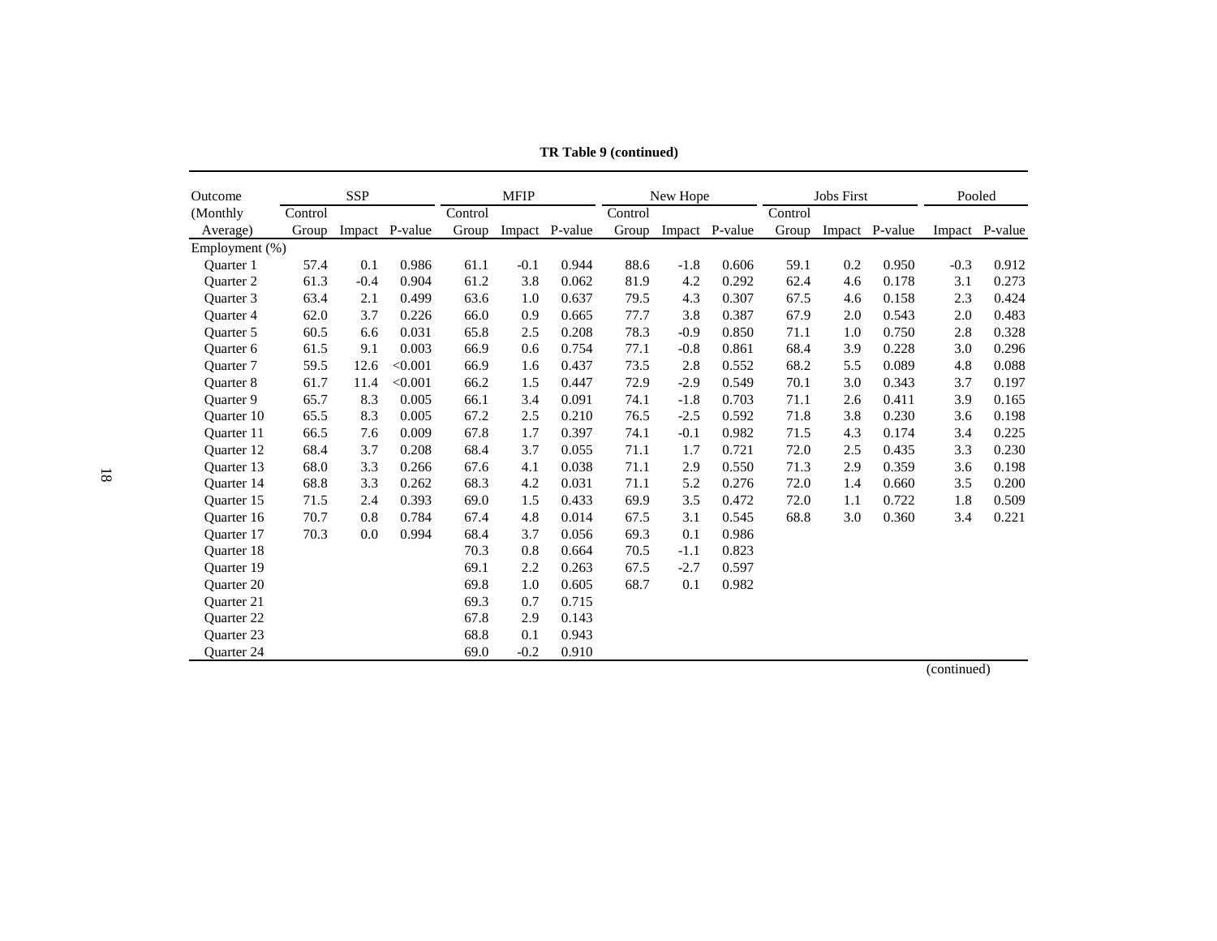**TR Table 9 (continued)**

| Outcome (Monthly Average) | SSP | | | MFIP | | | New Hope | | | Jobs First | | | Pooled | |
|---|---|---|---|---|---|---|---|---|---|---|---|---|---|---|
| | Control Group | Impact | P-value | Control Group | Impact | P-value | Control Group | Impact | P-value | Control Group | Impact | P-value | Impact | P-value |
| Employment (%) | | | | | | | | | | | | | | |
| Quarter 1 | 57.4 | 0.1 | 0.986 | 61.1 | -0.1 | 0.944 | 88.6 | -1.8 | 0.606 | 59.1 | 0.2 | 0.950 | -0.3 | 0.912 |
| Quarter 2 | 61.3 | -0.4 | 0.904 | 61.2 | 3.8 | 0.062 | 81.9 | 4.2 | 0.292 | 62.4 | 4.6 | 0.178 | 3.1 | 0.273 |
| Quarter 3 | 63.4 | 2.1 | 0.499 | 63.6 | 1.0 | 0.637 | 79.5 | 4.3 | 0.307 | 67.5 | 4.6 | 0.158 | 2.3 | 0.424 |
| Quarter 4 | 62.0 | 3.7 | 0.226 | 66.0 | 0.9 | 0.665 | 77.7 | 3.8 | 0.387 | 67.9 | 2.0 | 0.543 | 2.0 | 0.483 |
| Quarter 5 | 60.5 | 6.6 | 0.031 | 65.8 | 2.5 | 0.208 | 78.3 | -0.9 | 0.850 | 71.1 | 1.0 | 0.750 | 2.8 | 0.328 |
| Quarter 6 | 61.5 | 9.1 | 0.003 | 66.9 | 0.6 | 0.754 | 77.1 | -0.8 | 0.861 | 68.4 | 3.9 | 0.228 | 3.0 | 0.296 |
| Quarter 7 | 59.5 | 12.6 | <0.001 | 66.9 | 1.6 | 0.437 | 73.5 | 2.8 | 0.552 | 68.2 | 5.5 | 0.089 | 4.8 | 0.088 |
| Quarter 8 | 61.7 | 11.4 | <0.001 | 66.2 | 1.5 | 0.447 | 72.9 | -2.9 | 0.549 | 70.1 | 3.0 | 0.343 | 3.7 | 0.197 |
| Quarter 9 | 65.7 | 8.3 | 0.005 | 66.1 | 3.4 | 0.091 | 74.1 | -1.8 | 0.703 | 71.1 | 2.6 | 0.411 | 3.9 | 0.165 |
| Quarter 10 | 65.5 | 8.3 | 0.005 | 67.2 | 2.5 | 0.210 | 76.5 | -2.5 | 0.592 | 71.8 | 3.8 | 0.230 | 3.6 | 0.198 |
| Quarter 11 | 66.5 | 7.6 | 0.009 | 67.8 | 1.7 | 0.397 | 74.1 | -0.1 | 0.982 | 71.5 | 4.3 | 0.174 | 3.4 | 0.225 |
| Quarter 12 | 68.4 | 3.7 | 0.208 | 68.4 | 3.7 | 0.055 | 71.1 | 1.7 | 0.721 | 72.0 | 2.5 | 0.435 | 3.3 | 0.230 |
| Quarter 13 | 68.0 | 3.3 | 0.266 | 67.6 | 4.1 | 0.038 | 71.1 | 2.9 | 0.550 | 71.3 | 2.9 | 0.359 | 3.6 | 0.198 |
| Quarter 14 | 68.8 | 3.3 | 0.262 | 68.3 | 4.2 | 0.031 | 71.1 | 5.2 | 0.276 | 72.0 | 1.4 | 0.660 | 3.5 | 0.200 |
| Quarter 15 | 71.5 | 2.4 | 0.393 | 69.0 | 1.5 | 0.433 | 69.9 | 3.5 | 0.472 | 72.0 | 1.1 | 0.722 | 1.8 | 0.509 |
| Quarter 16 | 70.7 | 0.8 | 0.784 | 67.4 | 4.8 | 0.014 | 67.5 | 3.1 | 0.545 | 68.8 | 3.0 | 0.360 | 3.4 | 0.221 |
| Quarter 17 | 70.3 | 0.0 | 0.994 | 68.4 | 3.7 | 0.056 | 69.3 | 0.1 | 0.986 | | | | | |
| Quarter 18 | | | | 70.3 | 0.8 | 0.664 | 70.5 | -1.1 | 0.823 | | | | | |
| Quarter 19 | | | | 69.1 | 2.2 | 0.263 | 67.5 | -2.7 | 0.597 | | | | | |
| Quarter 20 | | | | 69.8 | 1.0 | 0.605 | 68.7 | 0.1 | 0.982 | | | | | |
| Quarter 21 | | | | 69.3 | 0.7 | 0.715 | | | | | | | | |
| Quarter 22 | | | | 67.8 | 2.9 | 0.143 | | | | | | | | |
| Quarter 23 | | | | 68.8 | 0.1 | 0.943 | | | | | | | | |
| Quarter 24 | | | | 69.0 | -0.2 | 0.910 | | | | | | | | |

(continued)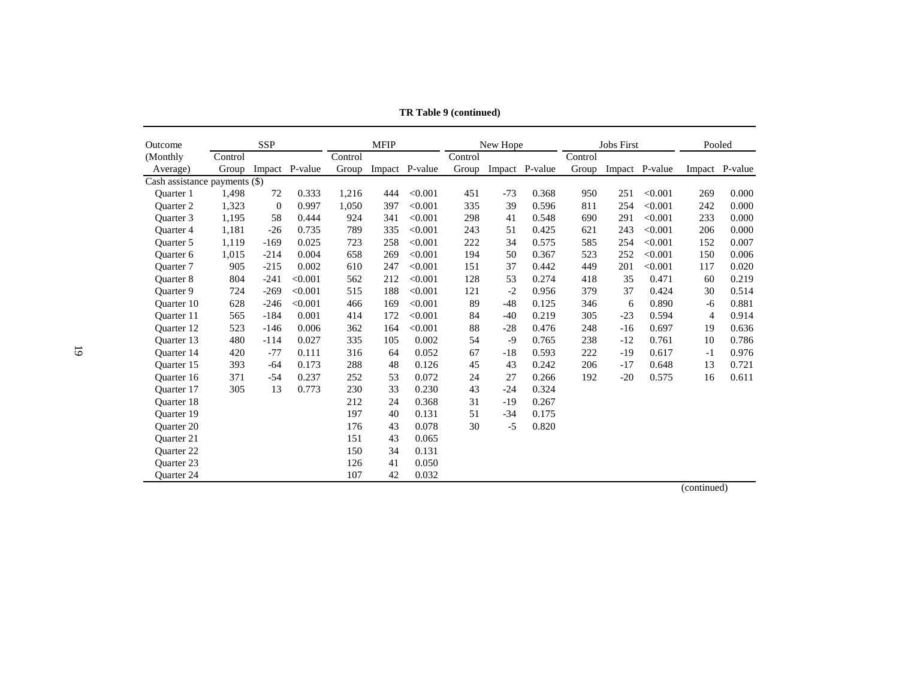**TR Table 9 (continued)**

| Outcome (Monthly Average) | SSP | | | MFIP | | | New Hope | | | Jobs First | | | Pooled | |
|---|---|---|---|---|---|---|---|---|---|---|---|---|---|---|
| | Control Group | Impact | P-value | Control Group | Impact | P-value | Control Group | Impact | P-value | Control Group | Impact | P-value | Impact | P-value |
| Cash assistance payments ($) | | | | | | | | | | | | | | |
| Quarter 1 | 1,498 | 72 | 0.333 | 1,216 | 444 | <0.001 | 451 | -73 | 0.368 | 950 | 251 | <0.001 | 269 | 0.000 |
| Quarter 2 | 1,323 | 0 | 0.997 | 1,050 | 397 | <0.001 | 335 | 39 | 0.596 | 811 | 254 | <0.001 | 242 | 0.000 |
| Quarter 3 | 1,195 | 58 | 0.444 | 924 | 341 | <0.001 | 298 | 41 | 0.548 | 690 | 291 | <0.001 | 233 | 0.000 |
| Quarter 4 | 1,181 | -26 | 0.735 | 789 | 335 | <0.001 | 243 | 51 | 0.425 | 621 | 243 | <0.001 | 206 | 0.000 |
| Quarter 5 | 1,119 | -169 | 0.025 | 723 | 258 | <0.001 | 222 | 34 | 0.575 | 585 | 254 | <0.001 | 152 | 0.007 |
| Quarter 6 | 1,015 | -214 | 0.004 | 658 | 269 | <0.001 | 194 | 50 | 0.367 | 523 | 252 | <0.001 | 150 | 0.006 |
| Quarter 7 | 905 | -215 | 0.002 | 610 | 247 | <0.001 | 151 | 37 | 0.442 | 449 | 201 | <0.001 | 117 | 0.020 |
| Quarter 8 | 804 | -241 | <0.001 | 562 | 212 | <0.001 | 128 | 53 | 0.274 | 418 | 35 | 0.471 | 60 | 0.219 |
| Quarter 9 | 724 | -269 | <0.001 | 515 | 188 | <0.001 | 121 | -2 | 0.956 | 379 | 37 | 0.424 | 30 | 0.514 |
| Quarter 10 | 628 | -246 | <0.001 | 466 | 169 | <0.001 | 89 | -48 | 0.125 | 346 | 6 | 0.890 | -6 | 0.881 |
| Quarter 11 | 565 | -184 | 0.001 | 414 | 172 | <0.001 | 84 | -40 | 0.219 | 305 | -23 | 0.594 | 4 | 0.914 |
| Quarter 12 | 523 | -146 | 0.006 | 362 | 164 | <0.001 | 88 | -28 | 0.476 | 248 | -16 | 0.697 | 19 | 0.636 |
| Quarter 13 | 480 | -114 | 0.027 | 335 | 105 | 0.002 | 54 | -9 | 0.765 | 238 | -12 | 0.761 | 10 | 0.786 |
| Quarter 14 | 420 | -77 | 0.111 | 316 | 64 | 0.052 | 67 | -18 | 0.593 | 222 | -19 | 0.617 | -1 | 0.976 |
| Quarter 15 | 393 | -64 | 0.173 | 288 | 48 | 0.126 | 45 | 43 | 0.242 | 206 | -17 | 0.648 | 13 | 0.721 |
| Quarter 16 | 371 | -54 | 0.237 | 252 | 53 | 0.072 | 24 | 27 | 0.266 | 192 | -20 | 0.575 | 16 | 0.611 |
| Quarter 17 | 305 | 13 | 0.773 | 230 | 33 | 0.230 | 43 | -24 | 0.324 | | | | | |
| Quarter 18 | | | | 212 | 24 | 0.368 | 31 | -19 | 0.267 | | | | | |
| Quarter 19 | | | | 197 | 40 | 0.131 | 51 | -34 | 0.175 | | | | | |
| Quarter 20 | | | | 176 | 43 | 0.078 | 30 | -5 | 0.820 | | | | | |
| Quarter 21 | | | | 151 | 43 | 0.065 | | | | | | | | |
| Quarter 22 | | | | 150 | 34 | 0.131 | | | | | | | | |
| Quarter 23 | | | | 126 | 41 | 0.050 | | | | | | | | |
| Quarter 24 | | | | 107 | 42 | 0.032 | | | | | | | | |

(continued)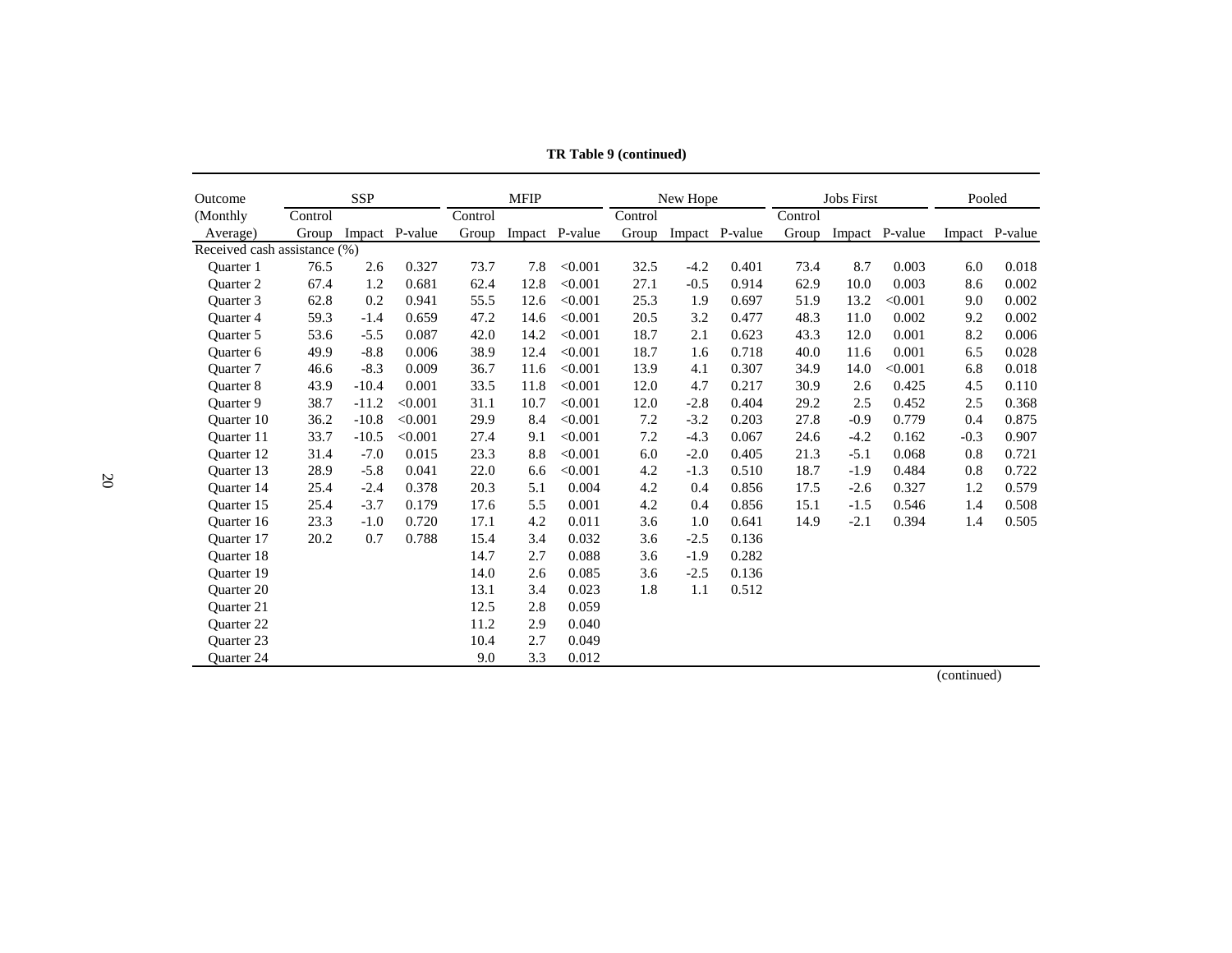**TR Table 9 (continued)**

| Outcome (Monthly Average) | SSP | | | MFIP | | | New Hope | | | Jobs First | | | Pooled | |
|---|---|---|---|---|---|---|---|---|---|---|---|---|---|---|
| | Control Group | Impact | P-value | Control Group | Impact | P-value | Control Group | Impact | P-value | Control Group | Impact | P-value | Impact | P-value |
| Received cash assistance (%) | | | | | | | | | | | | | | |
| Quarter 1 | 76.5 | 2.6 | 0.327 | 73.7 | 7.8 | <0.001 | 32.5 | -4.2 | 0.401 | 73.4 | 8.7 | 0.003 | 6.0 | 0.018 |
| Quarter 2 | 67.4 | 1.2 | 0.681 | 62.4 | 12.8 | <0.001 | 27.1 | -0.5 | 0.914 | 62.9 | 10.0 | 0.003 | 8.6 | 0.002 |
| Quarter 3 | 62.8 | 0.2 | 0.941 | 55.5 | 12.6 | <0.001 | 25.3 | 1.9 | 0.697 | 51.9 | 13.2 | <0.001 | 9.0 | 0.002 |
| Quarter 4 | 59.3 | -1.4 | 0.659 | 47.2 | 14.6 | <0.001 | 20.5 | 3.2 | 0.477 | 48.3 | 11.0 | 0.002 | 9.2 | 0.002 |
| Quarter 5 | 53.6 | -5.5 | 0.087 | 42.0 | 14.2 | <0.001 | 18.7 | 2.1 | 0.623 | 43.3 | 12.0 | 0.001 | 8.2 | 0.006 |
| Quarter 6 | 49.9 | -8.8 | 0.006 | 38.9 | 12.4 | <0.001 | 18.7 | 1.6 | 0.718 | 40.0 | 11.6 | 0.001 | 6.5 | 0.028 |
| Quarter 7 | 46.6 | -8.3 | 0.009 | 36.7 | 11.6 | <0.001 | 13.9 | 4.1 | 0.307 | 34.9 | 14.0 | <0.001 | 6.8 | 0.018 |
| Quarter 8 | 43.9 | -10.4 | 0.001 | 33.5 | 11.8 | <0.001 | 12.0 | 4.7 | 0.217 | 30.9 | 2.6 | 0.425 | 4.5 | 0.110 |
| Quarter 9 | 38.7 | -11.2 | <0.001 | 31.1 | 10.7 | <0.001 | 12.0 | -2.8 | 0.404 | 29.2 | 2.5 | 0.452 | 2.5 | 0.368 |
| Quarter 10 | 36.2 | -10.8 | <0.001 | 29.9 | 8.4 | <0.001 | 7.2 | -3.2 | 0.203 | 27.8 | -0.9 | 0.779 | 0.4 | 0.875 |
| Quarter 11 | 33.7 | -10.5 | <0.001 | 27.4 | 9.1 | <0.001 | 7.2 | -4.3 | 0.067 | 24.6 | -4.2 | 0.162 | -0.3 | 0.907 |
| Quarter 12 | 31.4 | -7.0 | 0.015 | 23.3 | 8.8 | <0.001 | 6.0 | -2.0 | 0.405 | 21.3 | -5.1 | 0.068 | 0.8 | 0.721 |
| Quarter 13 | 28.9 | -5.8 | 0.041 | 22.0 | 6.6 | <0.001 | 4.2 | -1.3 | 0.510 | 18.7 | -1.9 | 0.484 | 0.8 | 0.722 |
| Quarter 14 | 25.4 | -2.4 | 0.378 | 20.3 | 5.1 | 0.004 | 4.2 | 0.4 | 0.856 | 17.5 | -2.6 | 0.327 | 1.2 | 0.579 |
| Quarter 15 | 25.4 | -3.7 | 0.179 | 17.6 | 5.5 | 0.001 | 4.2 | 0.4 | 0.856 | 15.1 | -1.5 | 0.546 | 1.4 | 0.508 |
| Quarter 16 | 23.3 | -1.0 | 0.720 | 17.1 | 4.2 | 0.011 | 3.6 | 1.0 | 0.641 | 14.9 | -2.1 | 0.394 | 1.4 | 0.505 |
| Quarter 17 | 20.2 | 0.7 | 0.788 | 15.4 | 3.4 | 0.032 | 3.6 | -2.5 | 0.136 | | | | | |
| Quarter 18 | | | | 14.7 | 2.7 | 0.088 | 3.6 | -1.9 | 0.282 | | | | | |
| Quarter 19 | | | | 14.0 | 2.6 | 0.085 | 3.6 | -2.5 | 0.136 | | | | | |
| Quarter 20 | | | | 13.1 | 3.4 | 0.023 | 1.8 | 1.1 | 0.512 | | | | | |
| Quarter 21 | | | | 12.5 | 2.8 | 0.059 | | | | | | | | |
| Quarter 22 | | | | 11.2 | 2.9 | 0.040 | | | | | | | | |
| Quarter 23 | | | | 10.4 | 2.7 | 0.049 | | | | | | | | |
| Quarter 24 | | | | 9.0 | 3.3 | 0.012 | | | | | | | | |

(continued)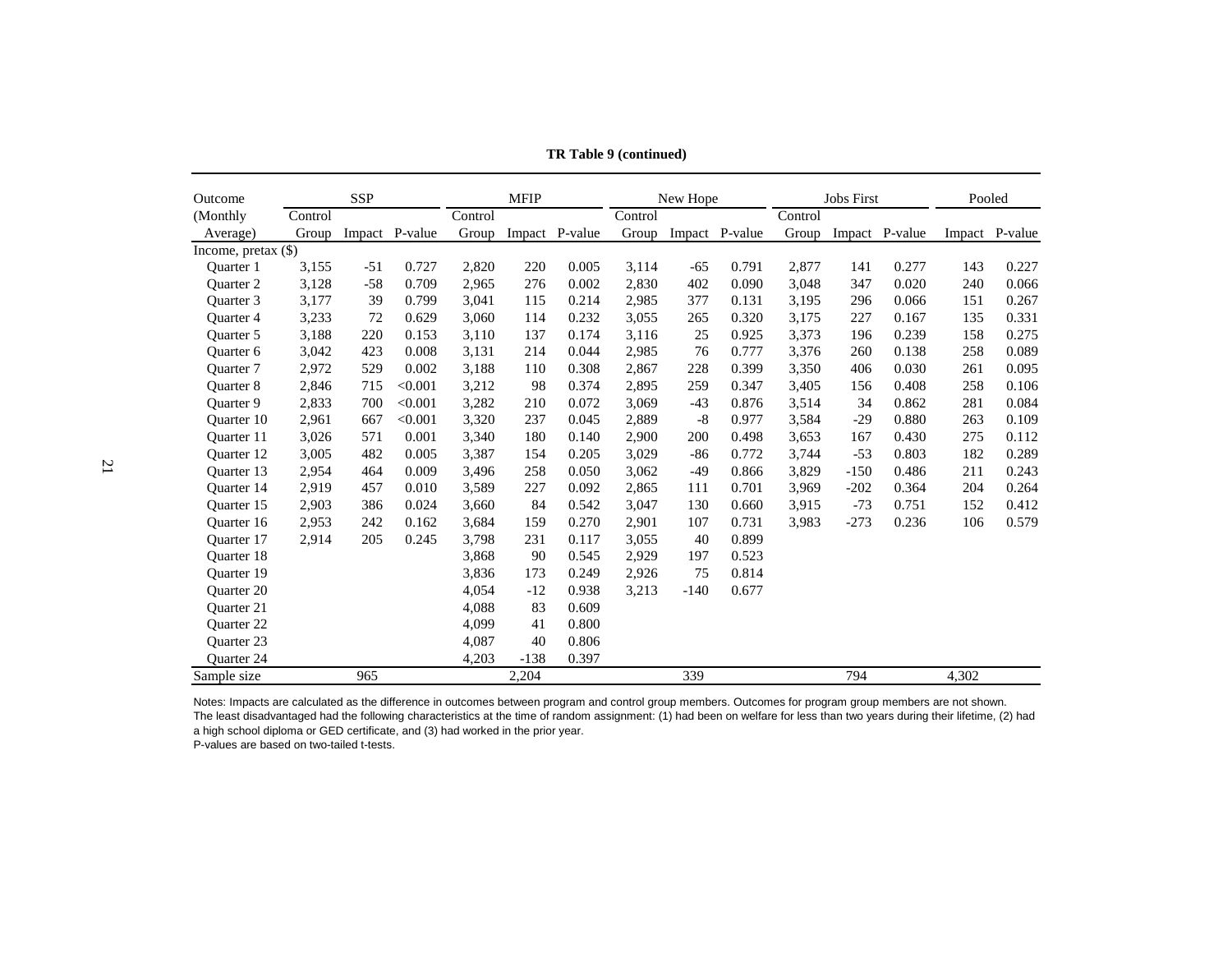**TR Table 9 (continued)**

| Outcome (Monthly Average) | SSP | | | MFIP | | | New Hope | | | Jobs First | | | Pooled | |
|---|---|---|---|---|---|---|---|---|---|---|---|---|---|---|
| | Control Group | Impact | P-value | Control Group | Impact | P-value | Control Group | Impact | P-value | Control Group | Impact | P-value | Impact | P-value |
| Income, pretax ($) | | | | | | | | | | | | | | |
| Quarter 1 | 3,155 | -51 | 0.727 | 2,820 | 220 | 0.005 | 3,114 | -65 | 0.791 | 2,877 | 141 | 0.277 | 143 | 0.227 |
| Quarter 2 | 3,128 | -58 | 0.709 | 2,965 | 276 | 0.002 | 2,830 | 402 | 0.090 | 3,048 | 347 | 0.020 | 240 | 0.066 |
| Quarter 3 | 3,177 | 39 | 0.799 | 3,041 | 115 | 0.214 | 2,985 | 377 | 0.131 | 3,195 | 296 | 0.066 | 151 | 0.267 |
| Quarter 4 | 3,233 | 72 | 0.629 | 3,060 | 114 | 0.232 | 3,055 | 265 | 0.320 | 3,175 | 227 | 0.167 | 135 | 0.331 |
| Quarter 5 | 3,188 | 220 | 0.153 | 3,110 | 137 | 0.174 | 3,116 | 25 | 0.925 | 3,373 | 196 | 0.239 | 158 | 0.275 |
| Quarter 6 | 3,042 | 423 | 0.008 | 3,131 | 214 | 0.044 | 2,985 | 76 | 0.777 | 3,376 | 260 | 0.138 | 258 | 0.089 |
| Quarter 7 | 2,972 | 529 | 0.002 | 3,188 | 110 | 0.308 | 2,867 | 228 | 0.399 | 3,350 | 406 | 0.030 | 261 | 0.095 |
| Quarter 8 | 2,846 | 715 | <0.001 | 3,212 | 98 | 0.374 | 2,895 | 259 | 0.347 | 3,405 | 156 | 0.408 | 258 | 0.106 |
| Quarter 9 | 2,833 | 700 | <0.001 | 3,282 | 210 | 0.072 | 3,069 | -43 | 0.876 | 3,514 | 34 | 0.862 | 281 | 0.084 |
| Quarter 10 | 2,961 | 667 | <0.001 | 3,320 | 237 | 0.045 | 2,889 | -8 | 0.977 | 3,584 | -29 | 0.880 | 263 | 0.109 |
| Quarter 11 | 3,026 | 571 | 0.001 | 3,340 | 180 | 0.140 | 2,900 | 200 | 0.498 | 3,653 | 167 | 0.430 | 275 | 0.112 |
| Quarter 12 | 3,005 | 482 | 0.005 | 3,387 | 154 | 0.205 | 3,029 | -86 | 0.772 | 3,744 | -53 | 0.803 | 182 | 0.289 |
| Quarter 13 | 2,954 | 464 | 0.009 | 3,496 | 258 | 0.050 | 3,062 | -49 | 0.866 | 3,829 | -150 | 0.486 | 211 | 0.243 |
| Quarter 14 | 2,919 | 457 | 0.010 | 3,589 | 227 | 0.092 | 2,865 | 111 | 0.701 | 3,969 | -202 | 0.364 | 204 | 0.264 |
| Quarter 15 | 2,903 | 386 | 0.024 | 3,660 | 84 | 0.542 | 3,047 | 130 | 0.660 | 3,915 | -73 | 0.751 | 152 | 0.412 |
| Quarter 16 | 2,953 | 242 | 0.162 | 3,684 | 159 | 0.270 | 2,901 | 107 | 0.731 | 3,983 | -273 | 0.236 | 106 | 0.579 |
| Quarter 17 | 2,914 | 205 | 0.245 | 3,798 | 231 | 0.117 | 3,055 | 40 | 0.899 | | | | | |
| Quarter 18 | | | | 3,868 | 90 | 0.545 | 2,929 | 197 | 0.523 | | | | | |
| Quarter 19 | | | | 3,836 | 173 | 0.249 | 2,926 | 75 | 0.814 | | | | | |
| Quarter 20 | | | | 4,054 | -12 | 0.938 | 3,213 | -140 | 0.677 | | | | | |
| Quarter 21 | | | | 4,088 | 83 | 0.609 | | | | | | | | |
| Quarter 22 | | | | 4,099 | 41 | 0.800 | | | | | | | | |
| Quarter 23 | | | | 4,087 | 40 | 0.806 | | | | | | | | |
| Quarter 24 | | | | 4,203 | -138 | 0.397 | | | | | | | | |
| Sample size | | 965 | | | 2,204 | | | 339 | | | 794 | | 4,302 | |

Notes: Impacts are calculated as the difference in outcomes between program and control group members. Outcomes for program group members are not shown.
The least disadvantaged had the following characteristics at the time of random assignment: (1) had been on welfare for less than two years during their lifetime, (2) had a high school diploma or GED certificate, and (3) had worked in the prior year.
P-values are based on two-tailed t-tests.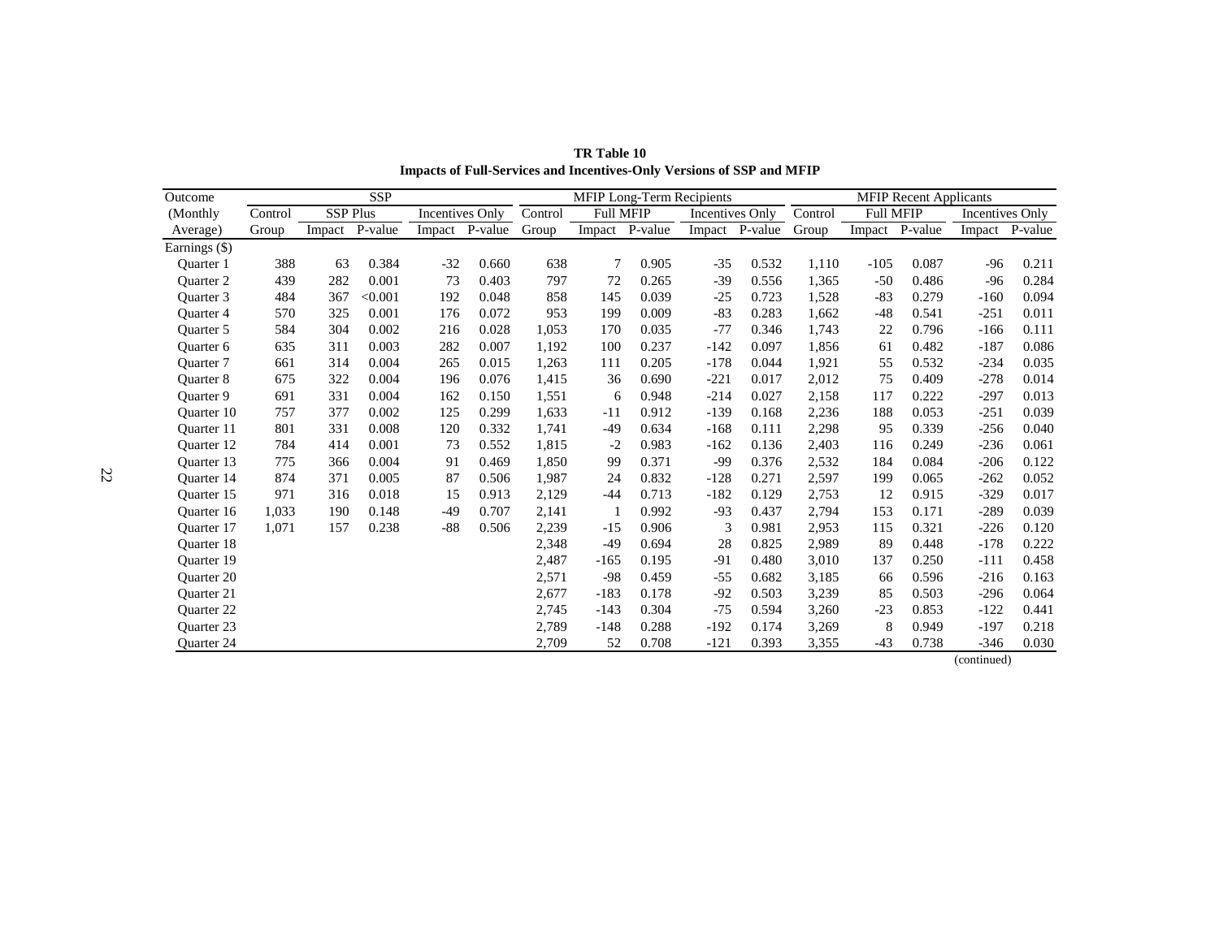**TR Table 10**
**Impacts of Full-Services and Incentives-Only Versions of SSP and MFIP**

| Outcome | SSP | | | | | MFIP Long-Term Recipients | | | | | MFIP Recent Applicants | | | | |
|---|---|---|---|---|---|---|---|---|---|---|---|---|---|---|---|
| (Monthly | Control | SSP Plus | | Incentives Only | | Control | Full MFIP | | Incentives Only | | Control | Full MFIP | | Incentives Only | |
| Average) | Group | Impact | P-value | Impact | P-value | Group | Impact | P-value | Impact | P-value | Group | Impact | P-value | Impact | P-value |
| Earnings ($) | | | | | | | | | | | | | | | |
| Quarter 1 | 388 | 63 | 0.384 | -32 | 0.660 | 638 | 7 | 0.905 | -35 | 0.532 | 1,110 | -105 | 0.087 | -96 | 0.211 |
| Quarter 2 | 439 | 282 | 0.001 | 73 | 0.403 | 797 | 72 | 0.265 | -39 | 0.556 | 1,365 | -50 | 0.486 | -96 | 0.284 |
| Quarter 3 | 484 | 367 | <0.001 | 192 | 0.048 | 858 | 145 | 0.039 | -25 | 0.723 | 1,528 | -83 | 0.279 | -160 | 0.094 |
| Quarter 4 | 570 | 325 | 0.001 | 176 | 0.072 | 953 | 199 | 0.009 | -83 | 0.283 | 1,662 | -48 | 0.541 | -251 | 0.011 |
| Quarter 5 | 584 | 304 | 0.002 | 216 | 0.028 | 1,053 | 170 | 0.035 | -77 | 0.346 | 1,743 | 22 | 0.796 | -166 | 0.111 |
| Quarter 6 | 635 | 311 | 0.003 | 282 | 0.007 | 1,192 | 100 | 0.237 | -142 | 0.097 | 1,856 | 61 | 0.482 | -187 | 0.086 |
| Quarter 7 | 661 | 314 | 0.004 | 265 | 0.015 | 1,263 | 111 | 0.205 | -178 | 0.044 | 1,921 | 55 | 0.532 | -234 | 0.035 |
| Quarter 8 | 675 | 322 | 0.004 | 196 | 0.076 | 1,415 | 36 | 0.690 | -221 | 0.017 | 2,012 | 75 | 0.409 | -278 | 0.014 |
| Quarter 9 | 691 | 331 | 0.004 | 162 | 0.150 | 1,551 | 6 | 0.948 | -214 | 0.027 | 2,158 | 117 | 0.222 | -297 | 0.013 |
| Quarter 10 | 757 | 377 | 0.002 | 125 | 0.299 | 1,633 | -11 | 0.912 | -139 | 0.168 | 2,236 | 188 | 0.053 | -251 | 0.039 |
| Quarter 11 | 801 | 331 | 0.008 | 120 | 0.332 | 1,741 | -49 | 0.634 | -168 | 0.111 | 2,298 | 95 | 0.339 | -256 | 0.040 |
| Quarter 12 | 784 | 414 | 0.001 | 73 | 0.552 | 1,815 | -2 | 0.983 | -162 | 0.136 | 2,403 | 116 | 0.249 | -236 | 0.061 |
| Quarter 13 | 775 | 366 | 0.004 | 91 | 0.469 | 1,850 | 99 | 0.371 | -99 | 0.376 | 2,532 | 184 | 0.084 | -206 | 0.122 |
| Quarter 14 | 874 | 371 | 0.005 | 87 | 0.506 | 1,987 | 24 | 0.832 | -128 | 0.271 | 2,597 | 199 | 0.065 | -262 | 0.052 |
| Quarter 15 | 971 | 316 | 0.018 | 15 | 0.913 | 2,129 | -44 | 0.713 | -182 | 0.129 | 2,753 | 12 | 0.915 | -329 | 0.017 |
| Quarter 16 | 1,033 | 190 | 0.148 | -49 | 0.707 | 2,141 | 1 | 0.992 | -93 | 0.437 | 2,794 | 153 | 0.171 | -289 | 0.039 |
| Quarter 17 | 1,071 | 157 | 0.238 | -88 | 0.506 | 2,239 | -15 | 0.906 | 3 | 0.981 | 2,953 | 115 | 0.321 | -226 | 0.120 |
| Quarter 18 | | | | | | 2,348 | -49 | 0.694 | 28 | 0.825 | 2,989 | 89 | 0.448 | -178 | 0.222 |
| Quarter 19 | | | | | | 2,487 | -165 | 0.195 | -91 | 0.480 | 3,010 | 137 | 0.250 | -111 | 0.458 |
| Quarter 20 | | | | | | 2,571 | -98 | 0.459 | -55 | 0.682 | 3,185 | 66 | 0.596 | -216 | 0.163 |
| Quarter 21 | | | | | | 2,677 | -183 | 0.178 | -92 | 0.503 | 3,239 | 85 | 0.503 | -296 | 0.064 |
| Quarter 22 | | | | | | 2,745 | -143 | 0.304 | -75 | 0.594 | 3,260 | -23 | 0.853 | -122 | 0.441 |
| Quarter 23 | | | | | | 2,789 | -148 | 0.288 | -192 | 0.174 | 3,269 | 8 | 0.949 | -197 | 0.218 |
| Quarter 24 | | | | | | 2,709 | 52 | 0.708 | -121 | 0.393 | 3,355 | -43 | 0.738 | -346 | 0.030 |

(continued)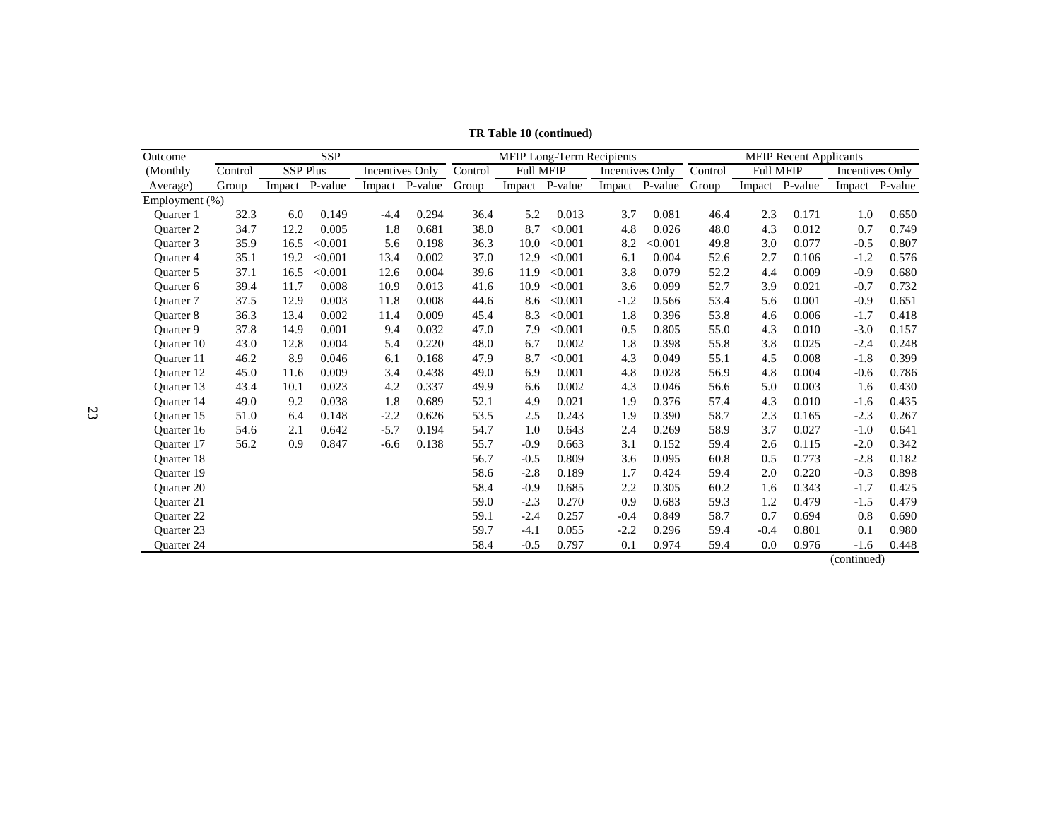**TR Table 10 (continued)**

| Outcome | SSP | | | | | MFIP Long-Term Recipients | | | | | MFIP Recent Applicants | | | | |
|---|---|---|---|---|---|---|---|---|---|---|---|---|---|---|---|
| (Monthly | Control | SSP Plus | | Incentives Only | | Control | Full MFIP | | Incentives Only | | Control | Full MFIP | | Incentives Only | |
| Average) | Group | Impact | P-value | Impact | P-value | Group | Impact | P-value | Impact | P-value | Group | Impact | P-value | Impact | P-value |
| Employment (%) | | | | | | | | | | | | | | | |
| Quarter 1 | 32.3 | 6.0 | 0.149 | -4.4 | 0.294 | 36.4 | 5.2 | 0.013 | 3.7 | 0.081 | 46.4 | 2.3 | 0.171 | 1.0 | 0.650 |
| Quarter 2 | 34.7 | 12.2 | 0.005 | 1.8 | 0.681 | 38.0 | 8.7 | <0.001 | 4.8 | 0.026 | 48.0 | 4.3 | 0.012 | 0.7 | 0.749 |
| Quarter 3 | 35.9 | 16.5 | <0.001 | 5.6 | 0.198 | 36.3 | 10.0 | <0.001 | 8.2 | <0.001 | 49.8 | 3.0 | 0.077 | -0.5 | 0.807 |
| Quarter 4 | 35.1 | 19.2 | <0.001 | 13.4 | 0.002 | 37.0 | 12.9 | <0.001 | 6.1 | 0.004 | 52.6 | 2.7 | 0.106 | -1.2 | 0.576 |
| Quarter 5 | 37.1 | 16.5 | <0.001 | 12.6 | 0.004 | 39.6 | 11.9 | <0.001 | 3.8 | 0.079 | 52.2 | 4.4 | 0.009 | -0.9 | 0.680 |
| Quarter 6 | 39.4 | 11.7 | 0.008 | 10.9 | 0.013 | 41.6 | 10.9 | <0.001 | 3.6 | 0.099 | 52.7 | 3.9 | 0.021 | -0.7 | 0.732 |
| Quarter 7 | 37.5 | 12.9 | 0.003 | 11.8 | 0.008 | 44.6 | 8.6 | <0.001 | -1.2 | 0.566 | 53.4 | 5.6 | 0.001 | -0.9 | 0.651 |
| Quarter 8 | 36.3 | 13.4 | 0.002 | 11.4 | 0.009 | 45.4 | 8.3 | <0.001 | 1.8 | 0.396 | 53.8 | 4.6 | 0.006 | -1.7 | 0.418 |
| Quarter 9 | 37.8 | 14.9 | 0.001 | 9.4 | 0.032 | 47.0 | 7.9 | <0.001 | 0.5 | 0.805 | 55.0 | 4.3 | 0.010 | -3.0 | 0.157 |
| Quarter 10 | 43.0 | 12.8 | 0.004 | 5.4 | 0.220 | 48.0 | 6.7 | 0.002 | 1.8 | 0.398 | 55.8 | 3.8 | 0.025 | -2.4 | 0.248 |
| Quarter 11 | 46.2 | 8.9 | 0.046 | 6.1 | 0.168 | 47.9 | 8.7 | <0.001 | 4.3 | 0.049 | 55.1 | 4.5 | 0.008 | -1.8 | 0.399 |
| Quarter 12 | 45.0 | 11.6 | 0.009 | 3.4 | 0.438 | 49.0 | 6.9 | 0.001 | 4.8 | 0.028 | 56.9 | 4.8 | 0.004 | -0.6 | 0.786 |
| Quarter 13 | 43.4 | 10.1 | 0.023 | 4.2 | 0.337 | 49.9 | 6.6 | 0.002 | 4.3 | 0.046 | 56.6 | 5.0 | 0.003 | 1.6 | 0.430 |
| Quarter 14 | 49.0 | 9.2 | 0.038 | 1.8 | 0.689 | 52.1 | 4.9 | 0.021 | 1.9 | 0.376 | 57.4 | 4.3 | 0.010 | -1.6 | 0.435 |
| Quarter 15 | 51.0 | 6.4 | 0.148 | -2.2 | 0.626 | 53.5 | 2.5 | 0.243 | 1.9 | 0.390 | 58.7 | 2.3 | 0.165 | -2.3 | 0.267 |
| Quarter 16 | 54.6 | 2.1 | 0.642 | -5.7 | 0.194 | 54.7 | 1.0 | 0.643 | 2.4 | 0.269 | 58.9 | 3.7 | 0.027 | -1.0 | 0.641 |
| Quarter 17 | 56.2 | 0.9 | 0.847 | -6.6 | 0.138 | 55.7 | -0.9 | 0.663 | 3.1 | 0.152 | 59.4 | 2.6 | 0.115 | -2.0 | 0.342 |
| Quarter 18 | | | | | | 56.7 | -0.5 | 0.809 | 3.6 | 0.095 | 60.8 | 0.5 | 0.773 | -2.8 | 0.182 |
| Quarter 19 | | | | | | 58.6 | -2.8 | 0.189 | 1.7 | 0.424 | 59.4 | 2.0 | 0.220 | -0.3 | 0.898 |
| Quarter 20 | | | | | | 58.4 | -0.9 | 0.685 | 2.2 | 0.305 | 60.2 | 1.6 | 0.343 | -1.7 | 0.425 |
| Quarter 21 | | | | | | 59.0 | -2.3 | 0.270 | 0.9 | 0.683 | 59.3 | 1.2 | 0.479 | -1.5 | 0.479 |
| Quarter 22 | | | | | | 59.1 | -2.4 | 0.257 | -0.4 | 0.849 | 58.7 | 0.7 | 0.694 | 0.8 | 0.690 |
| Quarter 23 | | | | | | 59.7 | -4.1 | 0.055 | -2.2 | 0.296 | 59.4 | -0.4 | 0.801 | 0.1 | 0.980 |
| Quarter 24 | | | | | | 58.4 | -0.5 | 0.797 | 0.1 | 0.974 | 59.4 | 0.0 | 0.976 | -1.6 | 0.448 |

(continued)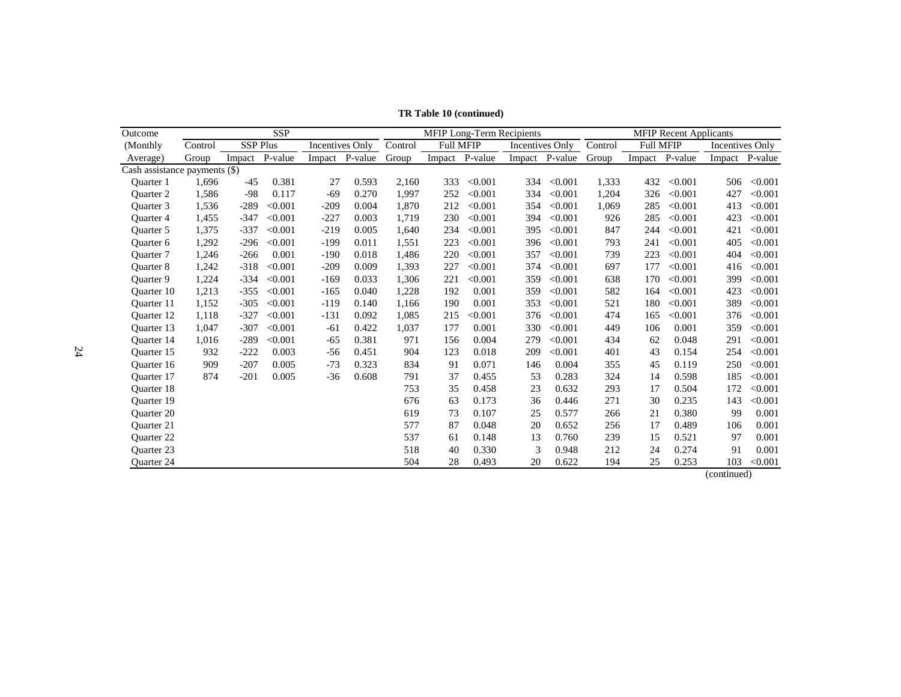**TR Table 10 (continued)**

| Outcome (Monthly Average) | SSP Control Group | SSP Plus Impact | SSP Plus P-value | SSP Incentives Only Impact | SSP Incentives Only P-value | MFIP Long-Term Recipients Control Group | Full MFIP Impact | Full MFIP P-value | Incentives Only Impact | Incentives Only P-value | MFIP Recent Applicants Control Group | Full MFIP Impact | Full MFIP P-value | Incentives Only Impact | Incentives Only P-value |
|---|---|---|---|---|---|---|---|---|---|---|---|---|---|---|---|
| Cash assistance payments ($) | | | | | | | | | | | | | | | |
| Quarter 1 | 1,696 | -45 | 0.381 | 27 | 0.593 | 2,160 | 333 | <0.001 | 334 | <0.001 | 1,333 | 432 | <0.001 | 506 | <0.001 |
| Quarter 2 | 1,586 | -98 | 0.117 | -69 | 0.270 | 1,997 | 252 | <0.001 | 334 | <0.001 | 1,204 | 326 | <0.001 | 427 | <0.001 |
| Quarter 3 | 1,536 | -289 | <0.001 | -209 | 0.004 | 1,870 | 212 | <0.001 | 354 | <0.001 | 1,069 | 285 | <0.001 | 413 | <0.001 |
| Quarter 4 | 1,455 | -347 | <0.001 | -227 | 0.003 | 1,719 | 230 | <0.001 | 394 | <0.001 | 926 | 285 | <0.001 | 423 | <0.001 |
| Quarter 5 | 1,375 | -337 | <0.001 | -219 | 0.005 | 1,640 | 234 | <0.001 | 395 | <0.001 | 847 | 244 | <0.001 | 421 | <0.001 |
| Quarter 6 | 1,292 | -296 | <0.001 | -199 | 0.011 | 1,551 | 223 | <0.001 | 396 | <0.001 | 793 | 241 | <0.001 | 405 | <0.001 |
| Quarter 7 | 1,246 | -266 | 0.001 | -190 | 0.018 | 1,486 | 220 | <0.001 | 357 | <0.001 | 739 | 223 | <0.001 | 404 | <0.001 |
| Quarter 8 | 1,242 | -318 | <0.001 | -209 | 0.009 | 1,393 | 227 | <0.001 | 374 | <0.001 | 697 | 177 | <0.001 | 416 | <0.001 |
| Quarter 9 | 1,224 | -334 | <0.001 | -169 | 0.033 | 1,306 | 221 | <0.001 | 359 | <0.001 | 638 | 170 | <0.001 | 399 | <0.001 |
| Quarter 10 | 1,213 | -355 | <0.001 | -165 | 0.040 | 1,228 | 192 | 0.001 | 359 | <0.001 | 582 | 164 | <0.001 | 423 | <0.001 |
| Quarter 11 | 1,152 | -305 | <0.001 | -119 | 0.140 | 1,166 | 190 | 0.001 | 353 | <0.001 | 521 | 180 | <0.001 | 389 | <0.001 |
| Quarter 12 | 1,118 | -327 | <0.001 | -131 | 0.092 | 1,085 | 215 | <0.001 | 376 | <0.001 | 474 | 165 | <0.001 | 376 | <0.001 |
| Quarter 13 | 1,047 | -307 | <0.001 | -61 | 0.422 | 1,037 | 177 | 0.001 | 330 | <0.001 | 449 | 106 | 0.001 | 359 | <0.001 |
| Quarter 14 | 1,016 | -289 | <0.001 | -65 | 0.381 | 971 | 156 | 0.004 | 279 | <0.001 | 434 | 62 | 0.048 | 291 | <0.001 |
| Quarter 15 | 932 | -222 | 0.003 | -56 | 0.451 | 904 | 123 | 0.018 | 209 | <0.001 | 401 | 43 | 0.154 | 254 | <0.001 |
| Quarter 16 | 909 | -207 | 0.005 | -73 | 0.323 | 834 | 91 | 0.071 | 146 | 0.004 | 355 | 45 | 0.119 | 250 | <0.001 |
| Quarter 17 | 874 | -201 | 0.005 | -36 | 0.608 | 791 | 37 | 0.455 | 53 | 0.283 | 324 | 14 | 0.598 | 185 | <0.001 |
| Quarter 18 | | | | | | 753 | 35 | 0.458 | 23 | 0.632 | 293 | 17 | 0.504 | 172 | <0.001 |
| Quarter 19 | | | | | | 676 | 63 | 0.173 | 36 | 0.446 | 271 | 30 | 0.235 | 143 | <0.001 |
| Quarter 20 | | | | | | 619 | 73 | 0.107 | 25 | 0.577 | 266 | 21 | 0.380 | 99 | 0.001 |
| Quarter 21 | | | | | | 577 | 87 | 0.048 | 20 | 0.652 | 256 | 17 | 0.489 | 106 | 0.001 |
| Quarter 22 | | | | | | 537 | 61 | 0.148 | 13 | 0.760 | 239 | 15 | 0.521 | 97 | 0.001 |
| Quarter 23 | | | | | | 518 | 40 | 0.330 | 3 | 0.948 | 212 | 24 | 0.274 | 91 | 0.001 |
| Quarter 24 | | | | | | 504 | 28 | 0.493 | 20 | 0.622 | 194 | 25 | 0.253 | 103 | <0.001 |

(continued)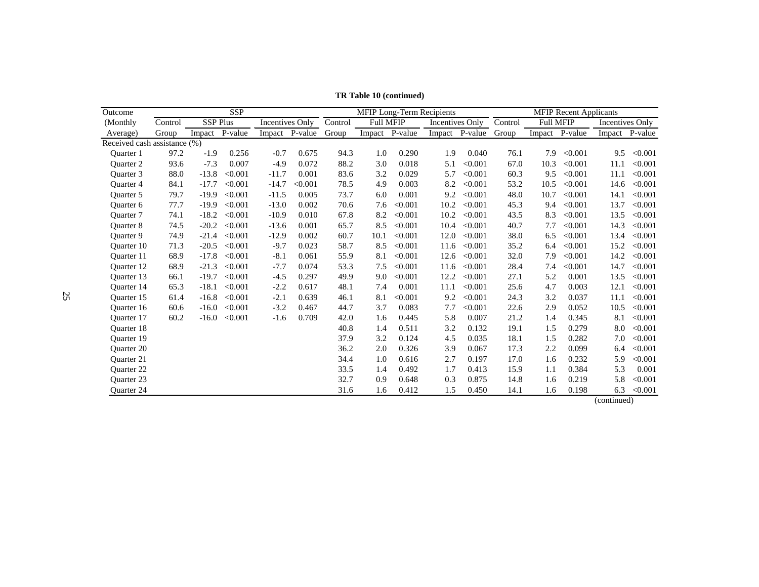**TR Table 10 (continued)**

| Outcome (Monthly Average) | SSP | | | | | MFIP Long-Term Recipients | | | | | MFIP Recent Applicants | | | | |
|---|---|---|---|---|---|---|---|---|---|---|---|---|---|---|---|
| | Control | SSP Plus | | Incentives Only | | Control | Full MFIP | | Incentives Only | | Control | Full MFIP | | Incentives Only | |
| | Group | Impact | P-value | Impact | P-value | Group | Impact | P-value | Impact | P-value | Group | Impact | P-value | Impact | P-value |
| Received cash assistance (%) | | | | | | | | | | | | | | | |
| Quarter 1 | 97.2 | -1.9 | 0.256 | -0.7 | 0.675 | 94.3 | 1.0 | 0.290 | 1.9 | 0.040 | 76.1 | 7.9 | <0.001 | 9.5 | <0.001 |
| Quarter 2 | 93.6 | -7.3 | 0.007 | -4.9 | 0.072 | 88.2 | 3.0 | 0.018 | 5.1 | <0.001 | 67.0 | 10.3 | <0.001 | 11.1 | <0.001 |
| Quarter 3 | 88.0 | -13.8 | <0.001 | -11.7 | 0.001 | 83.6 | 3.2 | 0.029 | 5.7 | <0.001 | 60.3 | 9.5 | <0.001 | 11.1 | <0.001 |
| Quarter 4 | 84.1 | -17.7 | <0.001 | -14.7 | <0.001 | 78.5 | 4.9 | 0.003 | 8.2 | <0.001 | 53.2 | 10.5 | <0.001 | 14.6 | <0.001 |
| Quarter 5 | 79.7 | -19.9 | <0.001 | -11.5 | 0.005 | 73.7 | 6.0 | 0.001 | 9.2 | <0.001 | 48.0 | 10.7 | <0.001 | 14.1 | <0.001 |
| Quarter 6 | 77.7 | -19.9 | <0.001 | -13.0 | 0.002 | 70.6 | 7.6 | <0.001 | 10.2 | <0.001 | 45.3 | 9.4 | <0.001 | 13.7 | <0.001 |
| Quarter 7 | 74.1 | -18.2 | <0.001 | -10.9 | 0.010 | 67.8 | 8.2 | <0.001 | 10.2 | <0.001 | 43.5 | 8.3 | <0.001 | 13.5 | <0.001 |
| Quarter 8 | 74.5 | -20.2 | <0.001 | -13.6 | 0.001 | 65.7 | 8.5 | <0.001 | 10.4 | <0.001 | 40.7 | 7.7 | <0.001 | 14.3 | <0.001 |
| Quarter 9 | 74.9 | -21.4 | <0.001 | -12.9 | 0.002 | 60.7 | 10.1 | <0.001 | 12.0 | <0.001 | 38.0 | 6.5 | <0.001 | 13.4 | <0.001 |
| Quarter 10 | 71.3 | -20.5 | <0.001 | -9.7 | 0.023 | 58.7 | 8.5 | <0.001 | 11.6 | <0.001 | 35.2 | 6.4 | <0.001 | 15.2 | <0.001 |
| Quarter 11 | 68.9 | -17.8 | <0.001 | -8.1 | 0.061 | 55.9 | 8.1 | <0.001 | 12.6 | <0.001 | 32.0 | 7.9 | <0.001 | 14.2 | <0.001 |
| Quarter 12 | 68.9 | -21.3 | <0.001 | -7.7 | 0.074 | 53.3 | 7.5 | <0.001 | 11.6 | <0.001 | 28.4 | 7.4 | <0.001 | 14.7 | <0.001 |
| Quarter 13 | 66.1 | -19.7 | <0.001 | -4.5 | 0.297 | 49.9 | 9.0 | <0.001 | 12.2 | <0.001 | 27.1 | 5.2 | 0.001 | 13.5 | <0.001 |
| Quarter 14 | 65.3 | -18.1 | <0.001 | -2.2 | 0.617 | 48.1 | 7.4 | 0.001 | 11.1 | <0.001 | 25.6 | 4.7 | 0.003 | 12.1 | <0.001 |
| Quarter 15 | 61.4 | -16.8 | <0.001 | -2.1 | 0.639 | 46.1 | 8.1 | <0.001 | 9.2 | <0.001 | 24.3 | 3.2 | 0.037 | 11.1 | <0.001 |
| Quarter 16 | 60.6 | -16.0 | <0.001 | -3.2 | 0.467 | 44.7 | 3.7 | 0.083 | 7.7 | <0.001 | 22.6 | 2.9 | 0.052 | 10.5 | <0.001 |
| Quarter 17 | 60.2 | -16.0 | <0.001 | -1.6 | 0.709 | 42.0 | 1.6 | 0.445 | 5.8 | 0.007 | 21.2 | 1.4 | 0.345 | 8.1 | <0.001 |
| Quarter 18 | | | | | | 40.8 | 1.4 | 0.511 | 3.2 | 0.132 | 19.1 | 1.5 | 0.279 | 8.0 | <0.001 |
| Quarter 19 | | | | | | 37.9 | 3.2 | 0.124 | 4.5 | 0.035 | 18.1 | 1.5 | 0.282 | 7.0 | <0.001 |
| Quarter 20 | | | | | | 36.2 | 2.0 | 0.326 | 3.9 | 0.067 | 17.3 | 2.2 | 0.099 | 6.4 | <0.001 |
| Quarter 21 | | | | | | 34.4 | 1.0 | 0.616 | 2.7 | 0.197 | 17.0 | 1.6 | 0.232 | 5.9 | <0.001 |
| Quarter 22 | | | | | | 33.5 | 1.4 | 0.492 | 1.7 | 0.413 | 15.9 | 1.1 | 0.384 | 5.3 | 0.001 |
| Quarter 23 | | | | | | 32.7 | 0.9 | 0.648 | 0.3 | 0.875 | 14.8 | 1.6 | 0.219 | 5.8 | <0.001 |
| Quarter 24 | | | | | | 31.6 | 1.6 | 0.412 | 1.5 | 0.450 | 14.1 | 1.6 | 0.198 | 6.3 | <0.001 |

(continued)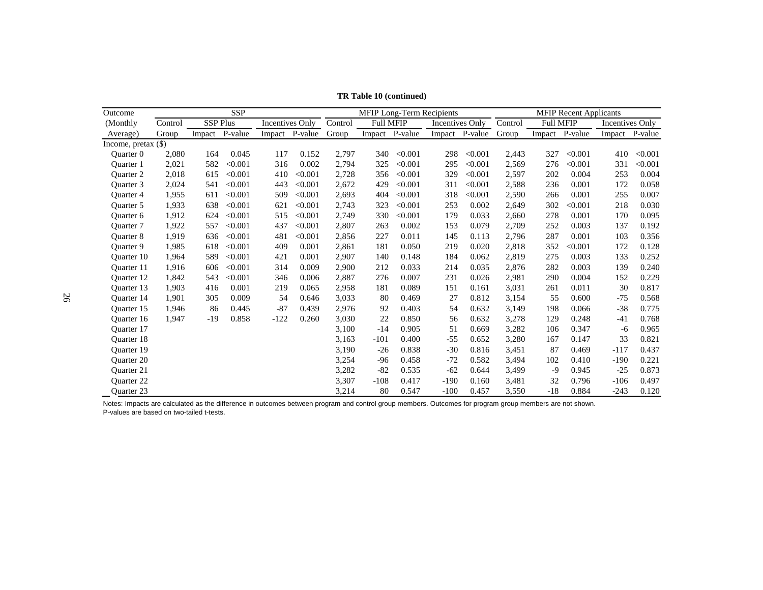**TR Table 10 (continued)**

| Outcome | SSP | | | | | MFIP Long-Term Recipients | | | | | MFIP Recent Applicants | | | | |
|---|---|---|---|---|---|---|---|---|---|---|---|---|---|---|---|
| (Monthly | Control | SSP Plus | | Incentives Only | | Control | Full MFIP | | Incentives Only | | Control | Full MFIP | | Incentives Only | |
| Average) | Group | Impact | P-value | Impact | P-value | Group | Impact | P-value | Impact | P-value | Group | Impact | P-value | Impact | P-value |
| Income, pretax ($) | | | | | | | | | | | | | | | |
| Quarter 0 | 2,080 | 164 | 0.045 | 117 | 0.152 | 2,797 | 340 | <0.001 | 298 | <0.001 | 2,443 | 327 | <0.001 | 410 | <0.001 |
| Quarter 1 | 2,021 | 582 | <0.001 | 316 | 0.002 | 2,794 | 325 | <0.001 | 295 | <0.001 | 2,569 | 276 | <0.001 | 331 | <0.001 |
| Quarter 2 | 2,018 | 615 | <0.001 | 410 | <0.001 | 2,728 | 356 | <0.001 | 329 | <0.001 | 2,597 | 202 | 0.004 | 253 | 0.004 |
| Quarter 3 | 2,024 | 541 | <0.001 | 443 | <0.001 | 2,672 | 429 | <0.001 | 311 | <0.001 | 2,588 | 236 | 0.001 | 172 | 0.058 |
| Quarter 4 | 1,955 | 611 | <0.001 | 509 | <0.001 | 2,693 | 404 | <0.001 | 318 | <0.001 | 2,590 | 266 | 0.001 | 255 | 0.007 |
| Quarter 5 | 1,933 | 638 | <0.001 | 621 | <0.001 | 2,743 | 323 | <0.001 | 253 | 0.002 | 2,649 | 302 | <0.001 | 218 | 0.030 |
| Quarter 6 | 1,912 | 624 | <0.001 | 515 | <0.001 | 2,749 | 330 | <0.001 | 179 | 0.033 | 2,660 | 278 | 0.001 | 170 | 0.095 |
| Quarter 7 | 1,922 | 557 | <0.001 | 437 | <0.001 | 2,807 | 263 | 0.002 | 153 | 0.079 | 2,709 | 252 | 0.003 | 137 | 0.192 |
| Quarter 8 | 1,919 | 636 | <0.001 | 481 | <0.001 | 2,856 | 227 | 0.011 | 145 | 0.113 | 2,796 | 287 | 0.001 | 103 | 0.356 |
| Quarter 9 | 1,985 | 618 | <0.001 | 409 | 0.001 | 2,861 | 181 | 0.050 | 219 | 0.020 | 2,818 | 352 | <0.001 | 172 | 0.128 |
| Quarter 10 | 1,964 | 589 | <0.001 | 421 | 0.001 | 2,907 | 140 | 0.148 | 184 | 0.062 | 2,819 | 275 | 0.003 | 133 | 0.252 |
| Quarter 11 | 1,916 | 606 | <0.001 | 314 | 0.009 | 2,900 | 212 | 0.033 | 214 | 0.035 | 2,876 | 282 | 0.003 | 139 | 0.240 |
| Quarter 12 | 1,842 | 543 | <0.001 | 346 | 0.006 | 2,887 | 276 | 0.007 | 231 | 0.026 | 2,981 | 290 | 0.004 | 152 | 0.229 |
| Quarter 13 | 1,903 | 416 | 0.001 | 219 | 0.065 | 2,958 | 181 | 0.089 | 151 | 0.161 | 3,031 | 261 | 0.011 | 30 | 0.817 |
| Quarter 14 | 1,901 | 305 | 0.009 | 54 | 0.646 | 3,033 | 80 | 0.469 | 27 | 0.812 | 3,154 | 55 | 0.600 | -75 | 0.568 |
| Quarter 15 | 1,946 | 86 | 0.445 | -87 | 0.439 | 2,976 | 92 | 0.403 | 54 | 0.632 | 3,149 | 198 | 0.066 | -38 | 0.775 |
| Quarter 16 | 1,947 | -19 | 0.858 | -122 | 0.260 | 3,030 | 22 | 0.850 | 56 | 0.632 | 3,278 | 129 | 0.248 | -41 | 0.768 |
| Quarter 17 | | | | | | 3,100 | -14 | 0.905 | 51 | 0.669 | 3,282 | 106 | 0.347 | -6 | 0.965 |
| Quarter 18 | | | | | | 3,163 | -101 | 0.400 | -55 | 0.652 | 3,280 | 167 | 0.147 | 33 | 0.821 |
| Quarter 19 | | | | | | 3,190 | -26 | 0.838 | -30 | 0.816 | 3,451 | 87 | 0.469 | -117 | 0.437 |
| Quarter 20 | | | | | | 3,254 | -96 | 0.458 | -72 | 0.582 | 3,494 | 102 | 0.410 | -190 | 0.221 |
| Quarter 21 | | | | | | 3,282 | -82 | 0.535 | -62 | 0.644 | 3,499 | -9 | 0.945 | -25 | 0.873 |
| Quarter 22 | | | | | | 3,307 | -108 | 0.417 | -190 | 0.160 | 3,481 | 32 | 0.796 | -106 | 0.497 |
| Quarter 23 | | | | | | 3,214 | 80 | 0.547 | -100 | 0.457 | 3,550 | -18 | 0.884 | -243 | 0.120 |

Notes: Impacts are calculated as the difference in outcomes between program and control group members. Outcomes for program group members are not shown.
P-values are based on two-tailed t-tests.